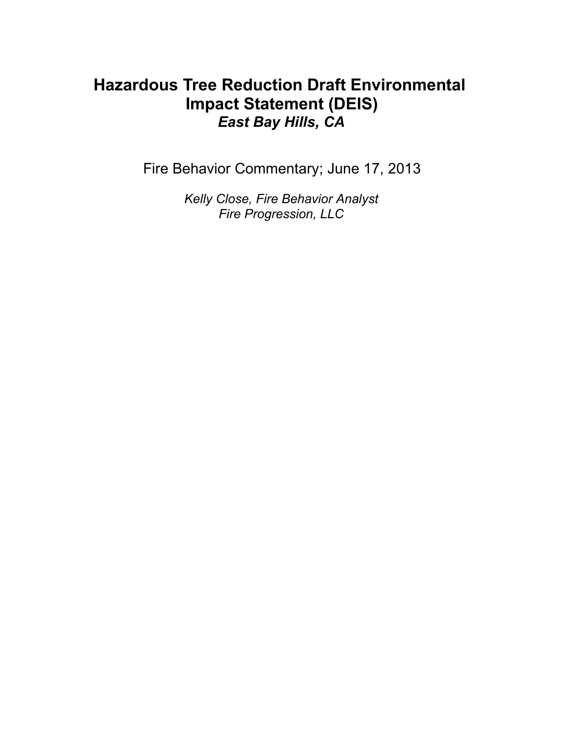# Hazardous Tree Reduction Draft Environmental Impact Statement (DEIS)

## *East Bay Hills, CA*

Fire Behavior Commentary; June 17, 2013

*Kelly Close, Fire Behavior Analyst*
*Fire Progression, LLC*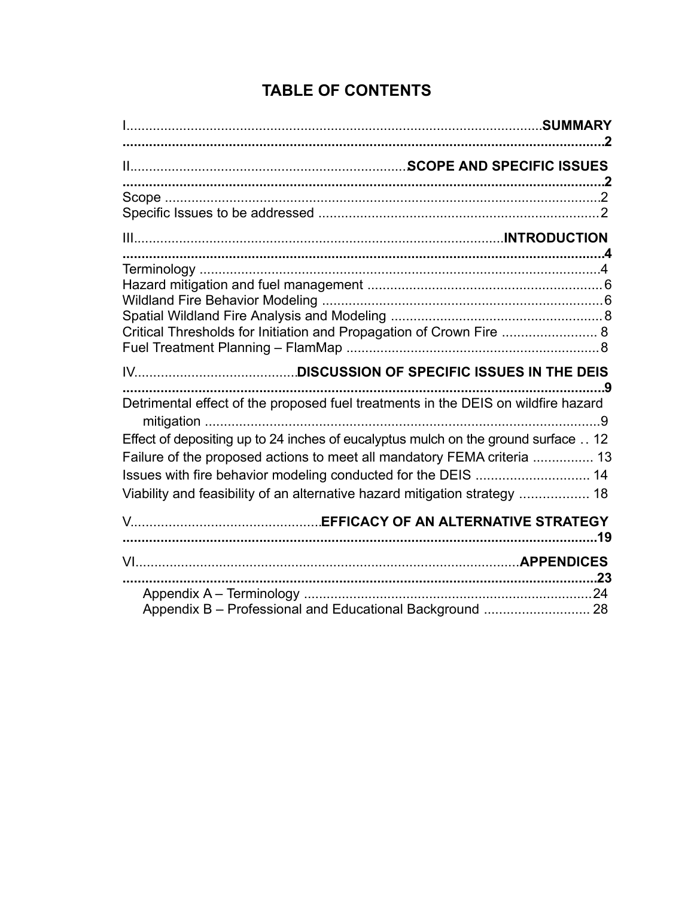# TABLE OF CONTENTS

**I. SUMMARY** .......... **2**

**II. SCOPE AND SPECIFIC ISSUES** .......... **2**

- Scope .......... 2
- Specific Issues to be addressed .......... 2

**III. INTRODUCTION** .......... **4**

- Terminology .......... 4
- Hazard mitigation and fuel management .......... 6
- Wildland Fire Behavior Modeling .......... 6
- Spatial Wildland Fire Analysis and Modeling .......... 8
- Critical Thresholds for Initiation and Propagation of Crown Fire .......... 8
- Fuel Treatment Planning – FlamMap .......... 8

**IV. DISCUSSION OF SPECIFIC ISSUES IN THE DEIS** .......... **9**

- Detrimental effect of the proposed fuel treatments in the DEIS on wildfire hazard mitigation .......... 9
- Effect of depositing up to 24 inches of eucalyptus mulch on the ground surface .......... 12
- Failure of the proposed actions to meet all mandatory FEMA criteria .......... 13
- Issues with fire behavior modeling conducted for the DEIS .......... 14
- Viability and feasibility of an alternative hazard mitigation strategy .......... 18

**V. EFFICACY OF AN ALTERNATIVE STRATEGY** .......... **19**

**VI. APPENDICES** .......... **23**

- Appendix A – Terminology .......... 24
- Appendix B – Professional and Educational Background .......... 28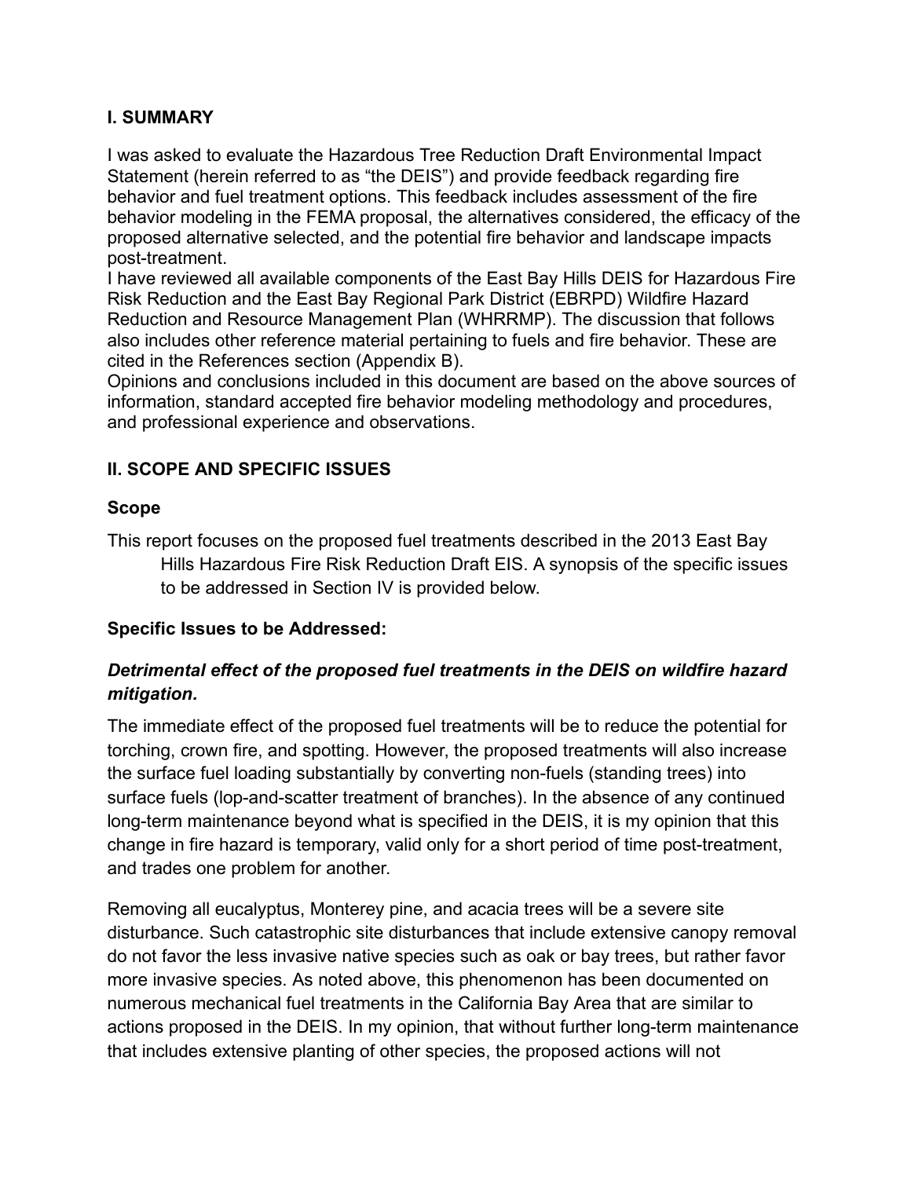## I. SUMMARY

I was asked to evaluate the Hazardous Tree Reduction Draft Environmental Impact Statement (herein referred to as "the DEIS") and provide feedback regarding fire behavior and fuel treatment options. This feedback includes assessment of the fire behavior modeling in the FEMA proposal, the alternatives considered, the efficacy of the proposed alternative selected, and the potential fire behavior and landscape impacts post-treatment.

I have reviewed all available components of the East Bay Hills DEIS for Hazardous Fire Risk Reduction and the East Bay Regional Park District (EBRPD) Wildfire Hazard Reduction and Resource Management Plan (WHRRMP). The discussion that follows also includes other reference material pertaining to fuels and fire behavior. These are cited in the References section (Appendix B).

Opinions and conclusions included in this document are based on the above sources of information, standard accepted fire behavior modeling methodology and procedures, and professional experience and observations.

## II. SCOPE AND SPECIFIC ISSUES

### Scope

This report focuses on the proposed fuel treatments described in the 2013 East Bay Hills Hazardous Fire Risk Reduction Draft EIS. A synopsis of the specific issues to be addressed in Section IV is provided below.

### Specific Issues to be Addressed:

#### *Detrimental effect of the proposed fuel treatments in the DEIS on wildfire hazard mitigation.*

The immediate effect of the proposed fuel treatments will be to reduce the potential for torching, crown fire, and spotting. However, the proposed treatments will also increase the surface fuel loading substantially by converting non-fuels (standing trees) into surface fuels (lop-and-scatter treatment of branches). In the absence of any continued long-term maintenance beyond what is specified in the DEIS, it is my opinion that this change in fire hazard is temporary, valid only for a short period of time post-treatment, and trades one problem for another.

Removing all eucalyptus, Monterey pine, and acacia trees will be a severe site disturbance. Such catastrophic site disturbances that include extensive canopy removal do not favor the less invasive native species such as oak or bay trees, but rather favor more invasive species. As noted above, this phenomenon has been documented on numerous mechanical fuel treatments in the California Bay Area that are similar to actions proposed in the DEIS. In my opinion, that without further long-term maintenance that includes extensive planting of other species, the proposed actions will not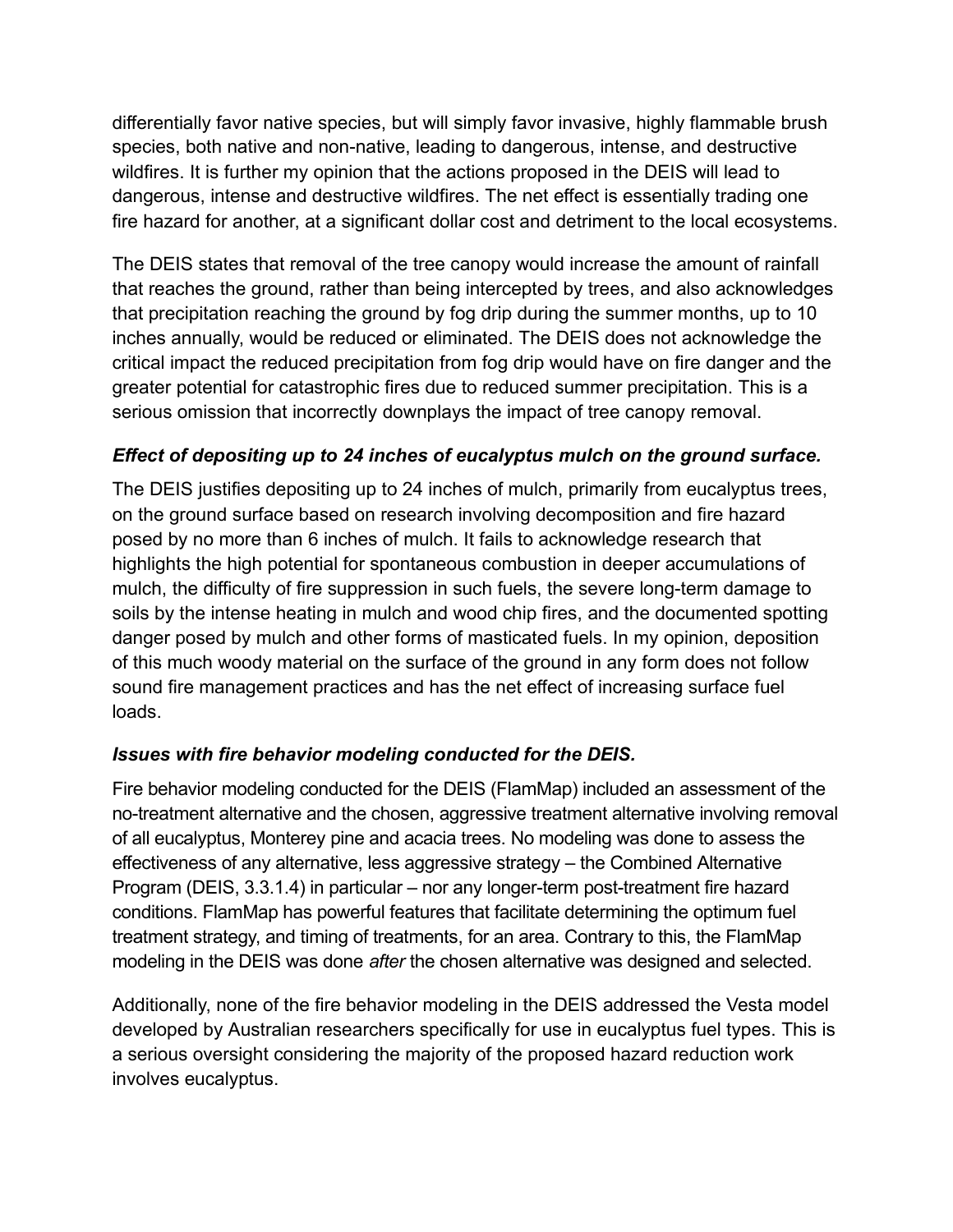differentially favor native species, but will simply favor invasive, highly flammable brush species, both native and non-native, leading to dangerous, intense, and destructive wildfires. It is further my opinion that the actions proposed in the DEIS will lead to dangerous, intense and destructive wildfires. The net effect is essentially trading one fire hazard for another, at a significant dollar cost and detriment to the local ecosystems.

The DEIS states that removal of the tree canopy would increase the amount of rainfall that reaches the ground, rather than being intercepted by trees, and also acknowledges that precipitation reaching the ground by fog drip during the summer months, up to 10 inches annually, would be reduced or eliminated. The DEIS does not acknowledge the critical impact the reduced precipitation from fog drip would have on fire danger and the greater potential for catastrophic fires due to reduced summer precipitation. This is a serious omission that incorrectly downplays the impact of tree canopy removal.

### *Effect of depositing up to 24 inches of eucalyptus mulch on the ground surface.*

The DEIS justifies depositing up to 24 inches of mulch, primarily from eucalyptus trees, on the ground surface based on research involving decomposition and fire hazard posed by no more than 6 inches of mulch. It fails to acknowledge research that highlights the high potential for spontaneous combustion in deeper accumulations of mulch, the difficulty of fire suppression in such fuels, the severe long-term damage to soils by the intense heating in mulch and wood chip fires, and the documented spotting danger posed by mulch and other forms of masticated fuels. In my opinion, deposition of this much woody material on the surface of the ground in any form does not follow sound fire management practices and has the net effect of increasing surface fuel loads.

### *Issues with fire behavior modeling conducted for the DEIS.*

Fire behavior modeling conducted for the DEIS (FlamMap) included an assessment of the no-treatment alternative and the chosen, aggressive treatment alternative involving removal of all eucalyptus, Monterey pine and acacia trees. No modeling was done to assess the effectiveness of any alternative, less aggressive strategy – the Combined Alternative Program (DEIS, 3.3.1.4) in particular – nor any longer-term post-treatment fire hazard conditions. FlamMap has powerful features that facilitate determining the optimum fuel treatment strategy, and timing of treatments, for an area. Contrary to this, the FlamMap modeling in the DEIS was done *after* the chosen alternative was designed and selected.

Additionally, none of the fire behavior modeling in the DEIS addressed the Vesta model developed by Australian researchers specifically for use in eucalyptus fuel types. This is a serious oversight considering the majority of the proposed hazard reduction work involves eucalyptus.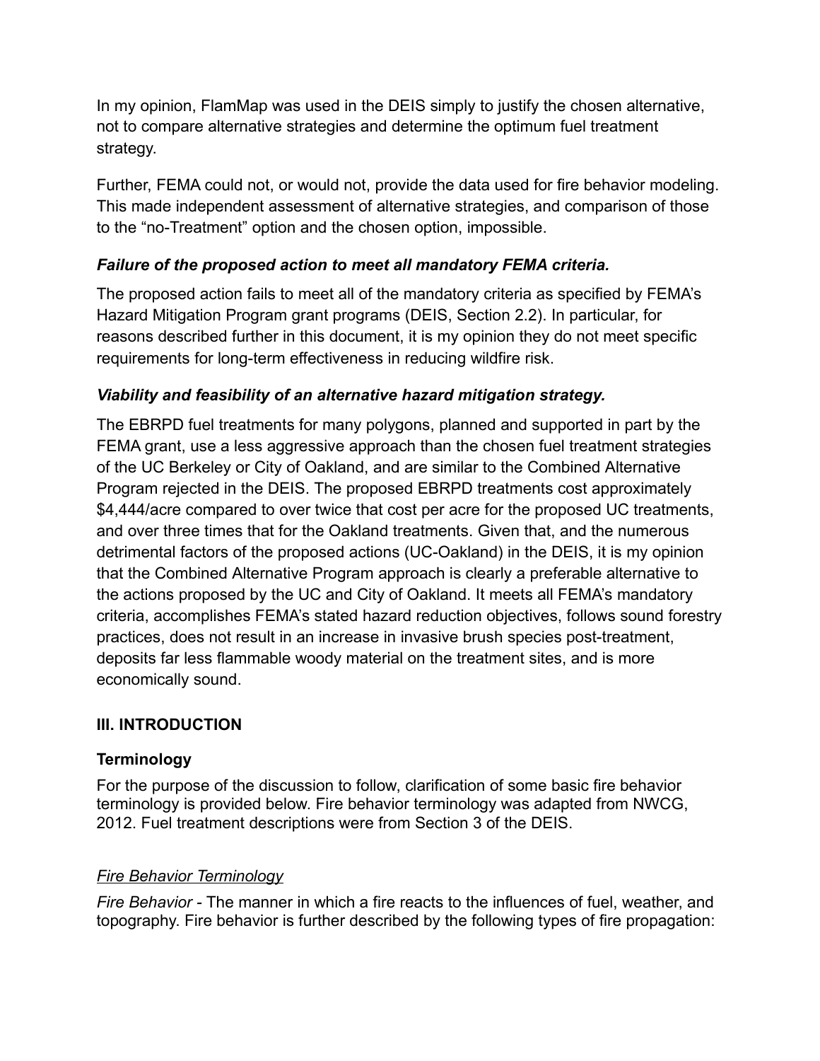In my opinion, FlamMap was used in the DEIS simply to justify the chosen alternative, not to compare alternative strategies and determine the optimum fuel treatment strategy.

Further, FEMA could not, or would not, provide the data used for fire behavior modeling. This made independent assessment of alternative strategies, and comparison of those to the "no-Treatment" option and the chosen option, impossible.

### *Failure of the proposed action to meet all mandatory FEMA criteria.*

The proposed action fails to meet all of the mandatory criteria as specified by FEMA's Hazard Mitigation Program grant programs (DEIS, Section 2.2). In particular, for reasons described further in this document, it is my opinion they do not meet specific requirements for long-term effectiveness in reducing wildfire risk.

### *Viability and feasibility of an alternative hazard mitigation strategy.*

The EBRPD fuel treatments for many polygons, planned and supported in part by the FEMA grant, use a less aggressive approach than the chosen fuel treatment strategies of the UC Berkeley or City of Oakland, and are similar to the Combined Alternative Program rejected in the DEIS. The proposed EBRPD treatments cost approximately $4,444/acre compared to over twice that cost per acre for the proposed UC treatments, and over three times that for the Oakland treatments. Given that, and the numerous detrimental factors of the proposed actions (UC-Oakland) in the DEIS, it is my opinion that the Combined Alternative Program approach is clearly a preferable alternative to the actions proposed by the UC and City of Oakland. It meets all FEMA's mandatory criteria, accomplishes FEMA's stated hazard reduction objectives, follows sound forestry practices, does not result in an increase in invasive brush species post-treatment, deposits far less flammable woody material on the treatment sites, and is more economically sound.

## III. INTRODUCTION

### Terminology

For the purpose of the discussion to follow, clarification of some basic fire behavior terminology is provided below. Fire behavior terminology was adapted from NWCG, 2012. Fuel treatment descriptions were from Section 3 of the DEIS.

#### *Fire Behavior Terminology*

*Fire Behavior* - The manner in which a fire reacts to the influences of fuel, weather, and topography. Fire behavior is further described by the following types of fire propagation: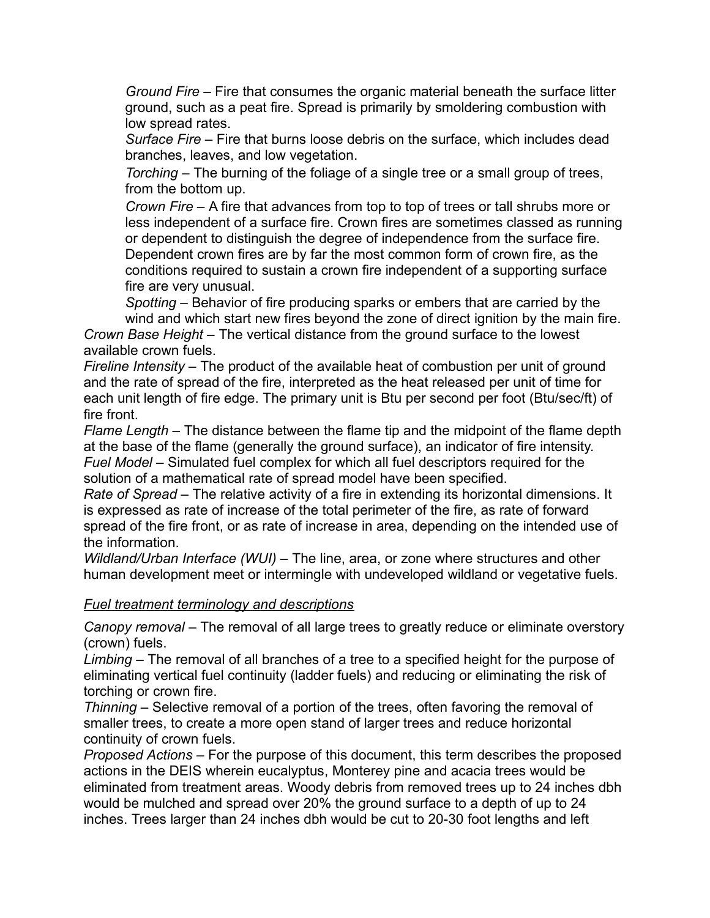*Ground Fire* – Fire that consumes the organic material beneath the surface litter ground, such as a peat fire. Spread is primarily by smoldering combustion with low spread rates.

*Surface Fire* – Fire that burns loose debris on the surface, which includes dead branches, leaves, and low vegetation.

*Torching* – The burning of the foliage of a single tree or a small group of trees, from the bottom up.

*Crown Fire* – A fire that advances from top to top of trees or tall shrubs more or less independent of a surface fire. Crown fires are sometimes classed as running or dependent to distinguish the degree of independence from the surface fire. Dependent crown fires are by far the most common form of crown fire, as the conditions required to sustain a crown fire independent of a supporting surface fire are very unusual.

*Spotting* – Behavior of fire producing sparks or embers that are carried by the wind and which start new fires beyond the zone of direct ignition by the main fire.

*Crown Base Height* – The vertical distance from the ground surface to the lowest available crown fuels.

*Fireline Intensity* – The product of the available heat of combustion per unit of ground and the rate of spread of the fire, interpreted as the heat released per unit of time for each unit length of fire edge. The primary unit is Btu per second per foot (Btu/sec/ft) of fire front.

*Flame Length* – The distance between the flame tip and the midpoint of the flame depth at the base of the flame (generally the ground surface), an indicator of fire intensity.

*Fuel Model* – Simulated fuel complex for which all fuel descriptors required for the solution of a mathematical rate of spread model have been specified.

*Rate of Spread* – The relative activity of a fire in extending its horizontal dimensions. It is expressed as rate of increase of the total perimeter of the fire, as rate of forward spread of the fire front, or as rate of increase in area, depending on the intended use of the information.

*Wildland/Urban Interface (WUI)* – The line, area, or zone where structures and other human development meet or intermingle with undeveloped wildland or vegetative fuels.

<u>*Fuel treatment terminology and descriptions*</u>

*Canopy removal* – The removal of all large trees to greatly reduce or eliminate overstory (crown) fuels.

*Limbing* – The removal of all branches of a tree to a specified height for the purpose of eliminating vertical fuel continuity (ladder fuels) and reducing or eliminating the risk of torching or crown fire.

*Thinning* – Selective removal of a portion of the trees, often favoring the removal of smaller trees, to create a more open stand of larger trees and reduce horizontal continuity of crown fuels.

*Proposed Actions* – For the purpose of this document, this term describes the proposed actions in the DEIS wherein eucalyptus, Monterey pine and acacia trees would be eliminated from treatment areas. Woody debris from removed trees up to 24 inches dbh would be mulched and spread over 20% the ground surface to a depth of up to 24 inches. Trees larger than 24 inches dbh would be cut to 20-30 foot lengths and left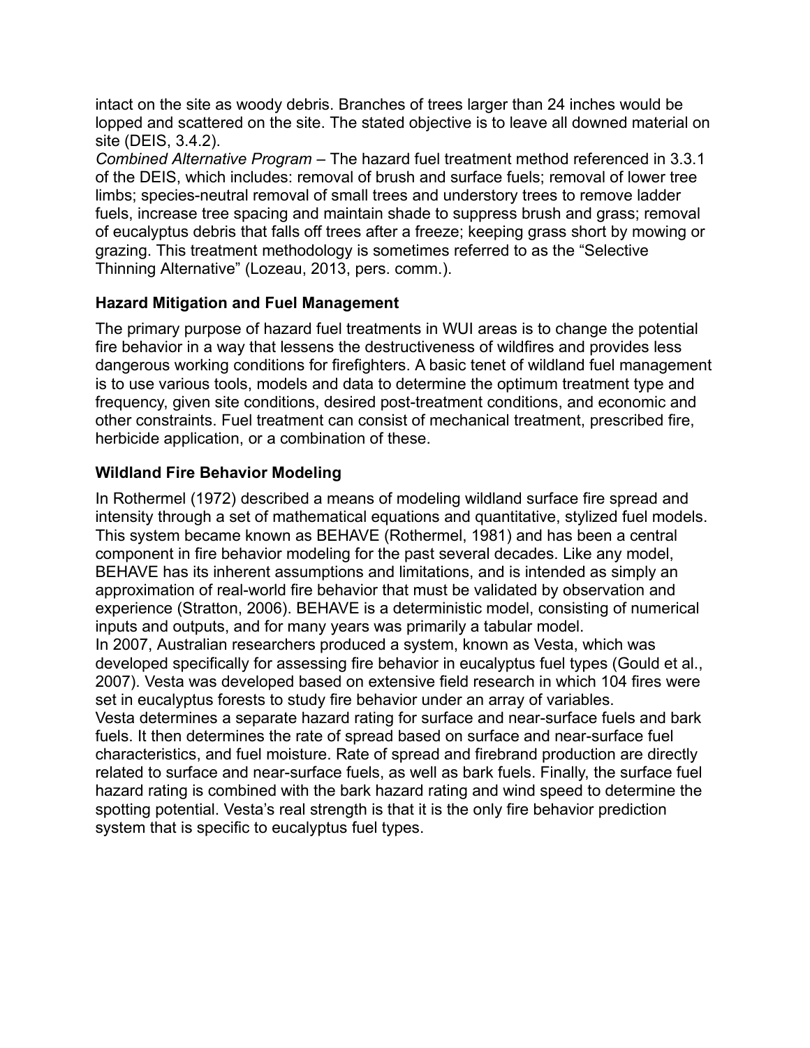intact on the site as woody debris. Branches of trees larger than 24 inches would be lopped and scattered on the site. The stated objective is to leave all downed material on site (DEIS, 3.4.2).

*Combined Alternative Program* – The hazard fuel treatment method referenced in 3.3.1 of the DEIS, which includes: removal of brush and surface fuels; removal of lower tree limbs; species-neutral removal of small trees and understory trees to remove ladder fuels, increase tree spacing and maintain shade to suppress brush and grass; removal of eucalyptus debris that falls off trees after a freeze; keeping grass short by mowing or grazing. This treatment methodology is sometimes referred to as the "Selective Thinning Alternative" (Lozeau, 2013, pers. comm.).

### Hazard Mitigation and Fuel Management

The primary purpose of hazard fuel treatments in WUI areas is to change the potential fire behavior in a way that lessens the destructiveness of wildfires and provides less dangerous working conditions for firefighters. A basic tenet of wildland fuel management is to use various tools, models and data to determine the optimum treatment type and frequency, given site conditions, desired post-treatment conditions, and economic and other constraints. Fuel treatment can consist of mechanical treatment, prescribed fire, herbicide application, or a combination of these.

### Wildland Fire Behavior Modeling

In Rothermel (1972) described a means of modeling wildland surface fire spread and intensity through a set of mathematical equations and quantitative, stylized fuel models. This system became known as BEHAVE (Rothermel, 1981) and has been a central component in fire behavior modeling for the past several decades. Like any model, BEHAVE has its inherent assumptions and limitations, and is intended as simply an approximation of real-world fire behavior that must be validated by observation and experience (Stratton, 2006). BEHAVE is a deterministic model, consisting of numerical inputs and outputs, and for many years was primarily a tabular model.

In 2007, Australian researchers produced a system, known as Vesta, which was developed specifically for assessing fire behavior in eucalyptus fuel types (Gould et al., 2007). Vesta was developed based on extensive field research in which 104 fires were set in eucalyptus forests to study fire behavior under an array of variables.

Vesta determines a separate hazard rating for surface and near-surface fuels and bark fuels. It then determines the rate of spread based on surface and near-surface fuel characteristics, and fuel moisture. Rate of spread and firebrand production are directly related to surface and near-surface fuels, as well as bark fuels. Finally, the surface fuel hazard rating is combined with the bark hazard rating and wind speed to determine the spotting potential. Vesta's real strength is that it is the only fire behavior prediction system that is specific to eucalyptus fuel types.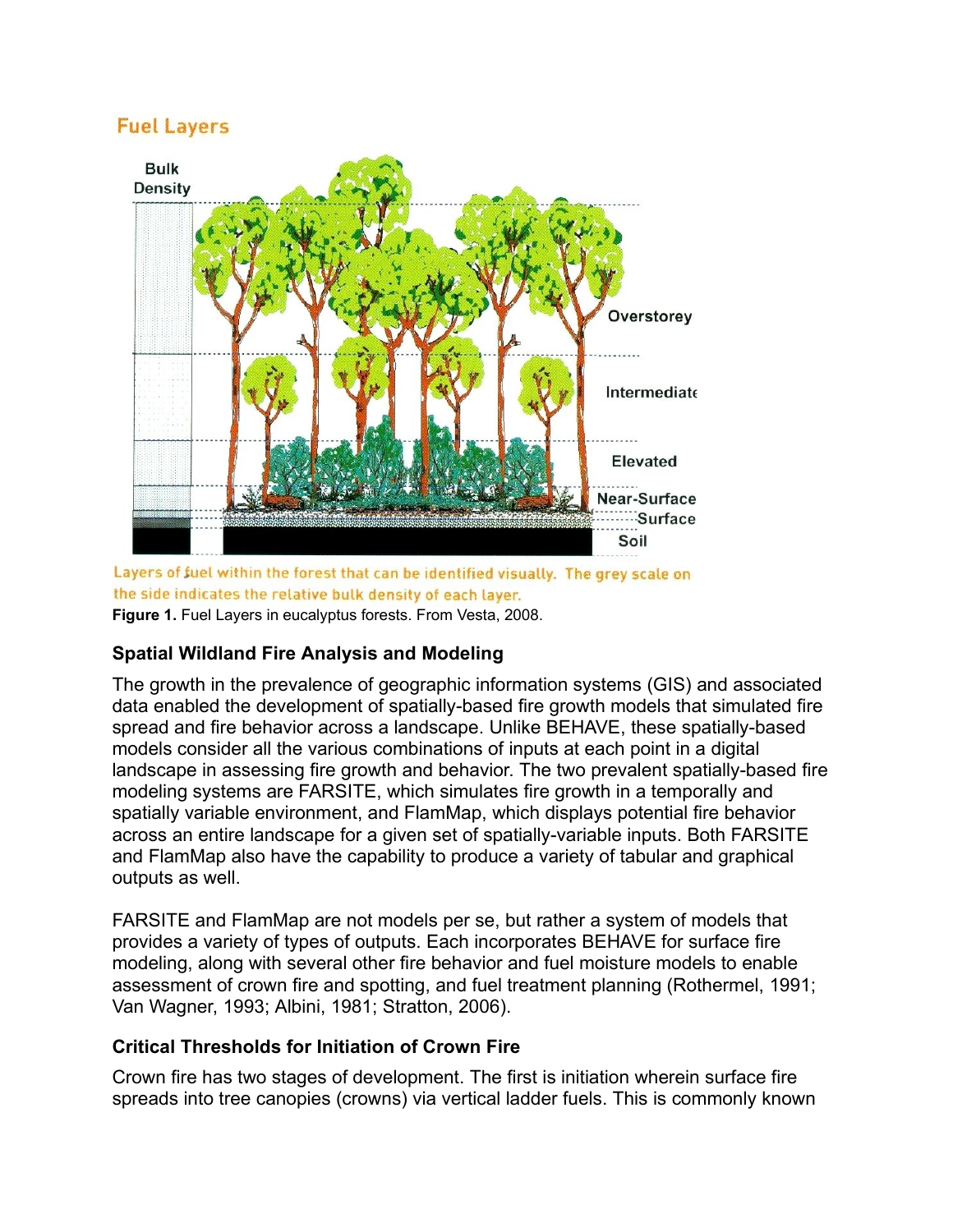Layers of fuel within the forest that can be identified visually. The grey scale on the side indicates the relative bulk density of each layer.

**Figure 1.** Fuel Layers in eucalyptus forests. From Vesta, 2008.

### Spatial Wildland Fire Analysis and Modeling

The growth in the prevalence of geographic information systems (GIS) and associated data enabled the development of spatially-based fire growth models that simulated fire spread and fire behavior across a landscape. Unlike BEHAVE, these spatially-based models consider all the various combinations of inputs at each point in a digital landscape in assessing fire growth and behavior. The two prevalent spatially-based fire modeling systems are FARSITE, which simulates fire growth in a temporally and spatially variable environment, and FlamMap, which displays potential fire behavior across an entire landscape for a given set of spatially-variable inputs. Both FARSITE and FlamMap also have the capability to produce a variety of tabular and graphical outputs as well.

FARSITE and FlamMap are not models per se, but rather a system of models that provides a variety of types of outputs. Each incorporates BEHAVE for surface fire modeling, along with several other fire behavior and fuel moisture models to enable assessment of crown fire and spotting, and fuel treatment planning (Rothermel, 1991; Van Wagner, 1993; Albini, 1981; Stratton, 2006).

### Critical Thresholds for Initiation of Crown Fire

Crown fire has two stages of development. The first is initiation wherein surface fire spreads into tree canopies (crowns) via vertical ladder fuels. This is commonly known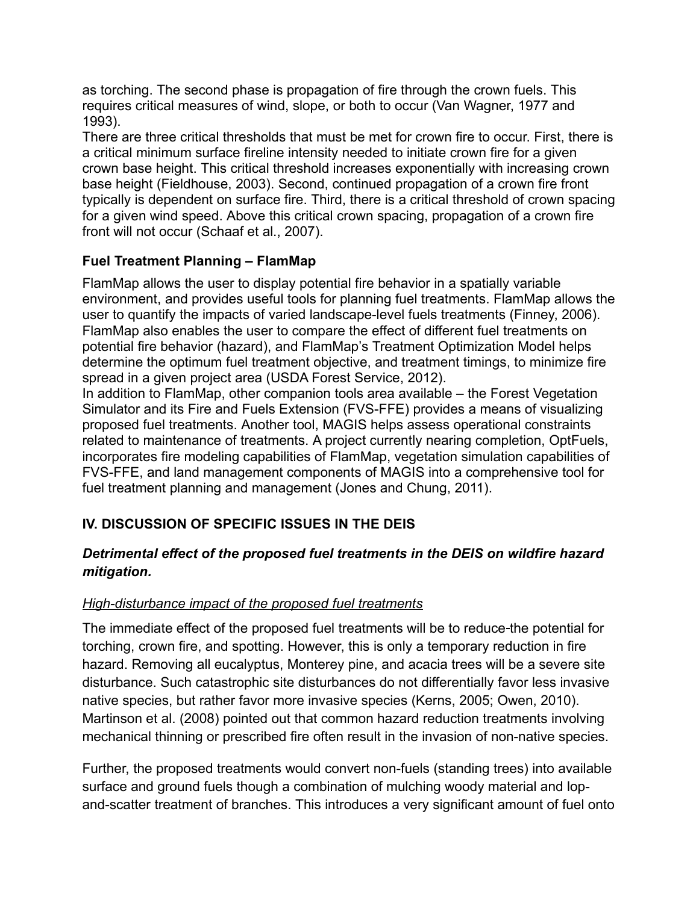as torching. The second phase is propagation of fire through the crown fuels. This requires critical measures of wind, slope, or both to occur (Van Wagner, 1977 and 1993).

There are three critical thresholds that must be met for crown fire to occur. First, there is a critical minimum surface fireline intensity needed to initiate crown fire for a given crown base height. This critical threshold increases exponentially with increasing crown base height (Fieldhouse, 2003). Second, continued propagation of a crown fire front typically is dependent on surface fire. Third, there is a critical threshold of crown spacing for a given wind speed. Above this critical crown spacing, propagation of a crown fire front will not occur (Schaaf et al., 2007).

### Fuel Treatment Planning – FlamMap

FlamMap allows the user to display potential fire behavior in a spatially variable environment, and provides useful tools for planning fuel treatments. FlamMap allows the user to quantify the impacts of varied landscape-level fuels treatments (Finney, 2006). FlamMap also enables the user to compare the effect of different fuel treatments on potential fire behavior (hazard), and FlamMap's Treatment Optimization Model helps determine the optimum fuel treatment objective, and treatment timings, to minimize fire spread in a given project area (USDA Forest Service, 2012).

In addition to FlamMap, other companion tools area available – the Forest Vegetation Simulator and its Fire and Fuels Extension (FVS-FFE) provides a means of visualizing proposed fuel treatments. Another tool, MAGIS helps assess operational constraints related to maintenance of treatments. A project currently nearing completion, OptFuels, incorporates fire modeling capabilities of FlamMap, vegetation simulation capabilities of FVS-FFE, and land management components of MAGIS into a comprehensive tool for fuel treatment planning and management (Jones and Chung, 2011).

## IV. DISCUSSION OF SPECIFIC ISSUES IN THE DEIS

### *Detrimental effect of the proposed fuel treatments in the DEIS on wildfire hazard mitigation.*

*High-disturbance impact of the proposed fuel treatments*

The immediate effect of the proposed fuel treatments will be to reduce-the potential for torching, crown fire, and spotting. However, this is only a temporary reduction in fire hazard. Removing all eucalyptus, Monterey pine, and acacia trees will be a severe site disturbance. Such catastrophic site disturbances do not differentially favor less invasive native species, but rather favor more invasive species (Kerns, 2005; Owen, 2010). Martinson et al. (2008) pointed out that common hazard reduction treatments involving mechanical thinning or prescribed fire often result in the invasion of non-native species.

Further, the proposed treatments would convert non-fuels (standing trees) into available surface and ground fuels though a combination of mulching woody material and lop-and-scatter treatment of branches. This introduces a very significant amount of fuel onto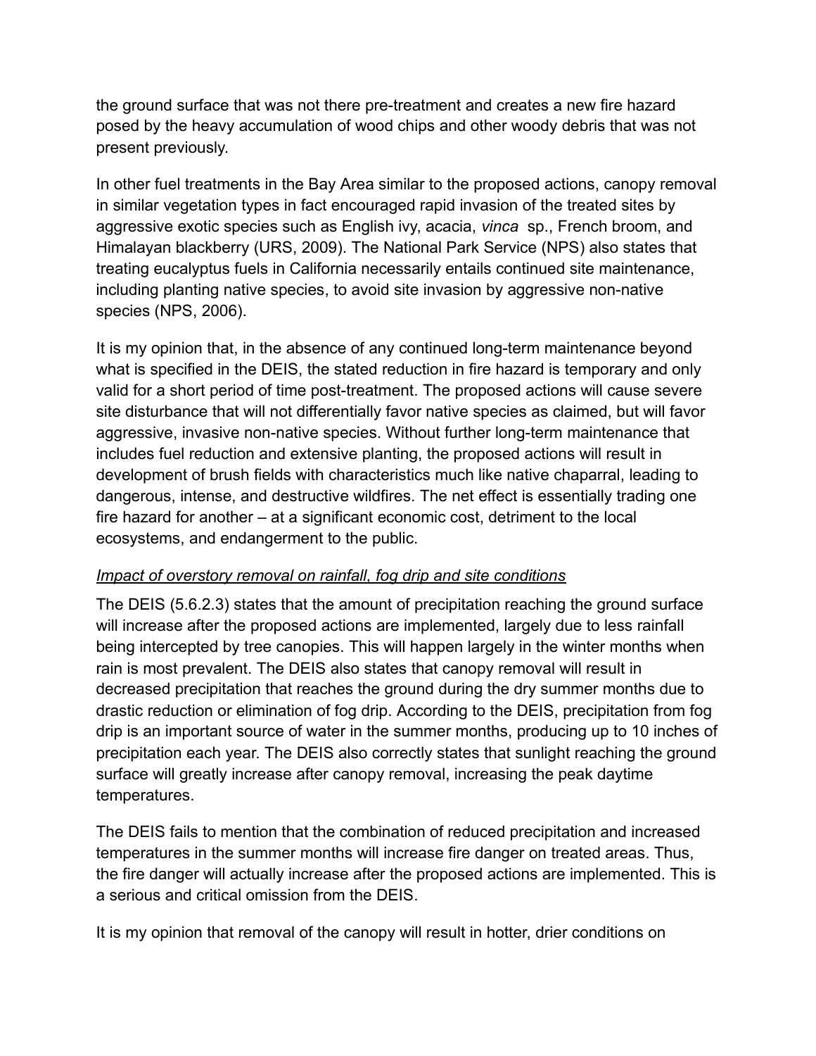the ground surface that was not there pre-treatment and creates a new fire hazard posed by the heavy accumulation of wood chips and other woody debris that was not present previously.

In other fuel treatments in the Bay Area similar to the proposed actions, canopy removal in similar vegetation types in fact encouraged rapid invasion of the treated sites by aggressive exotic species such as English ivy, acacia, *vinca* sp., French broom, and Himalayan blackberry (URS, 2009). The National Park Service (NPS) also states that treating eucalyptus fuels in California necessarily entails continued site maintenance, including planting native species, to avoid site invasion by aggressive non-native species (NPS, 2006).

It is my opinion that, in the absence of any continued long-term maintenance beyond what is specified in the DEIS, the stated reduction in fire hazard is temporary and only valid for a short period of time post-treatment. The proposed actions will cause severe site disturbance that will not differentially favor native species as claimed, but will favor aggressive, invasive non-native species. Without further long-term maintenance that includes fuel reduction and extensive planting, the proposed actions will result in development of brush fields with characteristics much like native chaparral, leading to dangerous, intense, and destructive wildfires. The net effect is essentially trading one fire hazard for another – at a significant economic cost, detriment to the local ecosystems, and endangerment to the public.

*Impact of overstory removal on rainfall, fog drip and site conditions*

The DEIS (5.6.2.3) states that the amount of precipitation reaching the ground surface will increase after the proposed actions are implemented, largely due to less rainfall being intercepted by tree canopies. This will happen largely in the winter months when rain is most prevalent. The DEIS also states that canopy removal will result in decreased precipitation that reaches the ground during the dry summer months due to drastic reduction or elimination of fog drip. According to the DEIS, precipitation from fog drip is an important source of water in the summer months, producing up to 10 inches of precipitation each year. The DEIS also correctly states that sunlight reaching the ground surface will greatly increase after canopy removal, increasing the peak daytime temperatures.

The DEIS fails to mention that the combination of reduced precipitation and increased temperatures in the summer months will increase fire danger on treated areas. Thus, the fire danger will actually increase after the proposed actions are implemented. This is a serious and critical omission from the DEIS.

It is my opinion that removal of the canopy will result in hotter, drier conditions on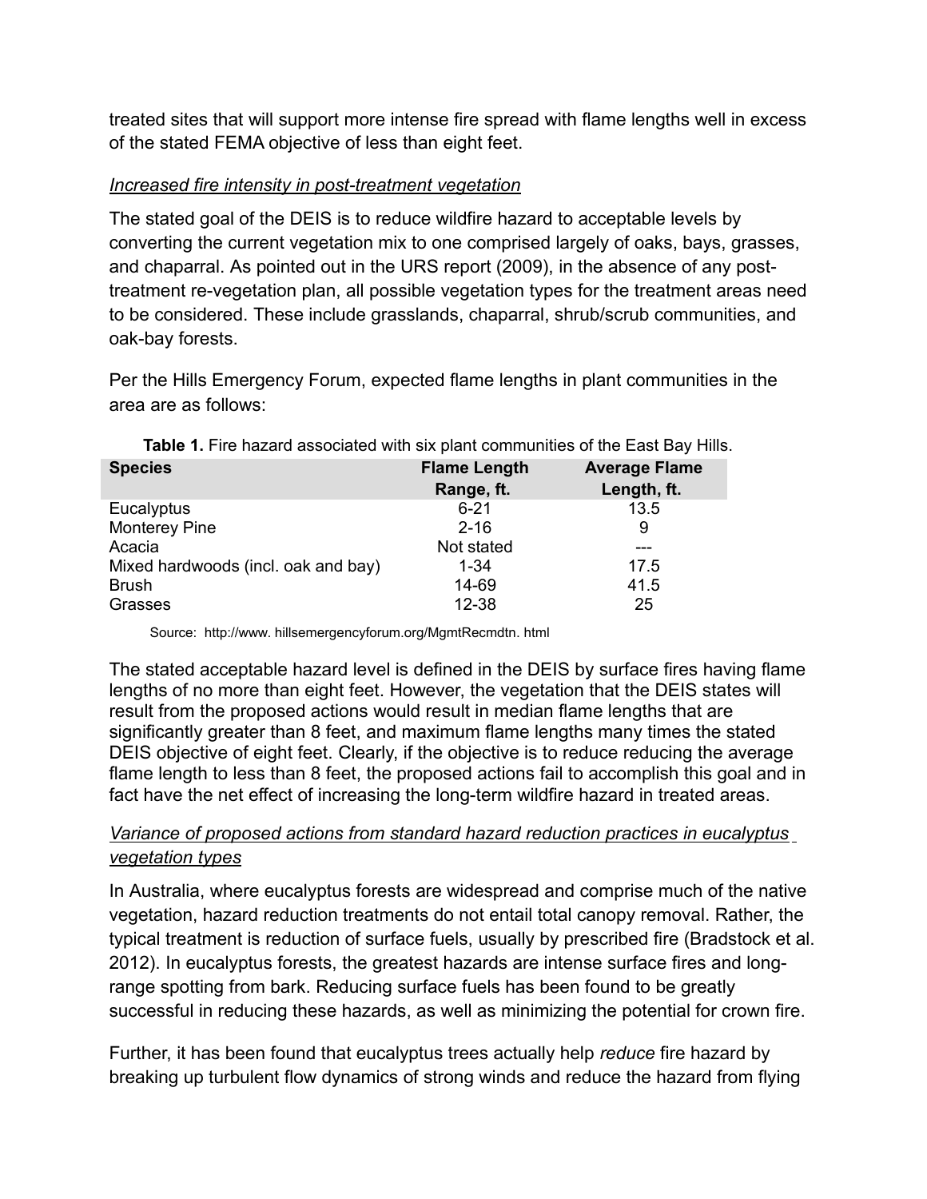treated sites that will support more intense fire spread with flame lengths well in excess of the stated FEMA objective of less than eight feet.

*Increased fire intensity in post-treatment vegetation*

The stated goal of the DEIS is to reduce wildfire hazard to acceptable levels by converting the current vegetation mix to one comprised largely of oaks, bays, grasses, and chaparral. As pointed out in the URS report (2009), in the absence of any post-treatment re-vegetation plan, all possible vegetation types for the treatment areas need to be considered. These include grasslands, chaparral, shrub/scrub communities, and oak-bay forests.

Per the Hills Emergency Forum, expected flame lengths in plant communities in the area are as follows:

**Table 1.** Fire hazard associated with six plant communities of the East Bay Hills.

| Species | Flame Length Range, ft. | Average Flame Length, ft. |
|---|---|---|
| Eucalyptus | 6-21 | 13.5 |
| Monterey Pine | 2-16 | 9 |
| Acacia | Not stated | --- |
| Mixed hardwoods (incl. oak and bay) | 1-34 | 17.5 |
| Brush | 14-69 | 41.5 |
| Grasses | 12-38 | 25 |

Source: http://www. hillsemergencyforum.org/MgmtRecmdtn. html

The stated acceptable hazard level is defined in the DEIS by surface fires having flame lengths of no more than eight feet. However, the vegetation that the DEIS states will result from the proposed actions would result in median flame lengths that are significantly greater than 8 feet, and maximum flame lengths many times the stated DEIS objective of eight feet. Clearly, if the objective is to reduce reducing the average flame length to less than 8 feet, the proposed actions fail to accomplish this goal and in fact have the net effect of increasing the long-term wildfire hazard in treated areas.

*Variance of proposed actions from standard hazard reduction practices in eucalyptus vegetation types*

In Australia, where eucalyptus forests are widespread and comprise much of the native vegetation, hazard reduction treatments do not entail total canopy removal. Rather, the typical treatment is reduction of surface fuels, usually by prescribed fire (Bradstock et al. 2012). In eucalyptus forests, the greatest hazards are intense surface fires and long-range spotting from bark. Reducing surface fuels has been found to be greatly successful in reducing these hazards, as well as minimizing the potential for crown fire.

Further, it has been found that eucalyptus trees actually help *reduce* fire hazard by breaking up turbulent flow dynamics of strong winds and reduce the hazard from flying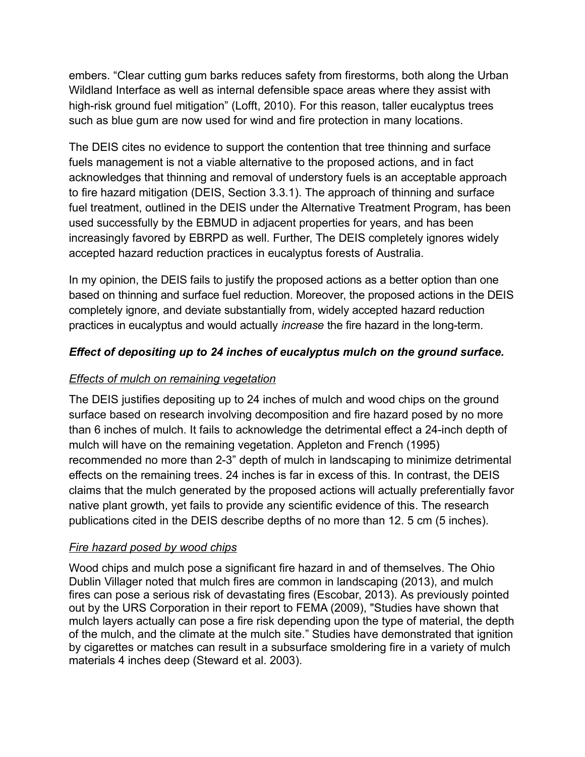embers. “Clear cutting gum barks reduces safety from firestorms, both along the Urban Wildland Interface as well as internal defensible space areas where they assist with high-risk ground fuel mitigation” (Lofft, 2010). For this reason, taller eucalyptus trees such as blue gum are now used for wind and fire protection in many locations.

The DEIS cites no evidence to support the contention that tree thinning and surface fuels management is not a viable alternative to the proposed actions, and in fact acknowledges that thinning and removal of understory fuels is an acceptable approach to fire hazard mitigation (DEIS, Section 3.3.1). The approach of thinning and surface fuel treatment, outlined in the DEIS under the Alternative Treatment Program, has been used successfully by the EBMUD in adjacent properties for years, and has been increasingly favored by EBRPD as well. Further, The DEIS completely ignores widely accepted hazard reduction practices in eucalyptus forests of Australia.

In my opinion, the DEIS fails to justify the proposed actions as a better option than one based on thinning and surface fuel reduction. Moreover, the proposed actions in the DEIS completely ignore, and deviate substantially from, widely accepted hazard reduction practices in eucalyptus and would actually *increase* the fire hazard in the long-term.

### ***Effect of depositing up to 24 inches of eucalyptus mulch on the ground surface.***

#### *Effects of mulch on remaining vegetation*

The DEIS justifies depositing up to 24 inches of mulch and wood chips on the ground surface based on research involving decomposition and fire hazard posed by no more than 6 inches of mulch. It fails to acknowledge the detrimental effect a 24-inch depth of mulch will have on the remaining vegetation. Appleton and French (1995) recommended no more than 2-3” depth of mulch in landscaping to minimize detrimental effects on the remaining trees. 24 inches is far in excess of this. In contrast, the DEIS claims that the mulch generated by the proposed actions will actually preferentially favor native plant growth, yet fails to provide any scientific evidence of this. The research publications cited in the DEIS describe depths of no more than 12. 5 cm (5 inches).

#### *Fire hazard posed by wood chips*

Wood chips and mulch pose a significant fire hazard in and of themselves. The Ohio Dublin Villager noted that mulch fires are common in landscaping (2013), and mulch fires can pose a serious risk of devastating fires (Escobar, 2013). As previously pointed out by the URS Corporation in their report to FEMA (2009), "Studies have shown that mulch layers actually can pose a fire risk depending upon the type of material, the depth of the mulch, and the climate at the mulch site.” Studies have demonstrated that ignition by cigarettes or matches can result in a subsurface smoldering fire in a variety of mulch materials 4 inches deep (Steward et al. 2003).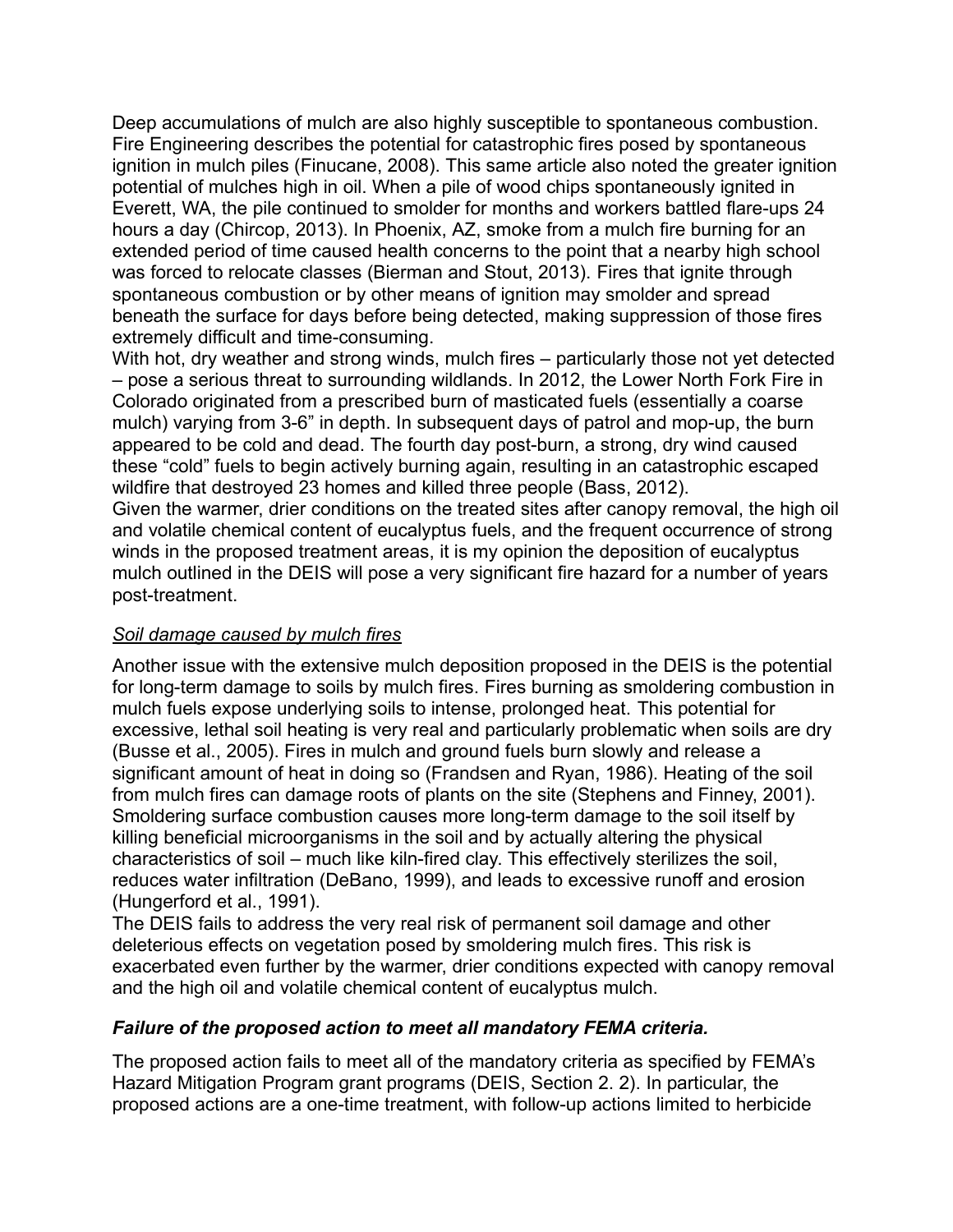Deep accumulations of mulch are also highly susceptible to spontaneous combustion. Fire Engineering describes the potential for catastrophic fires posed by spontaneous ignition in mulch piles (Finucane, 2008). This same article also noted the greater ignition potential of mulches high in oil. When a pile of wood chips spontaneously ignited in Everett, WA, the pile continued to smolder for months and workers battled flare-ups 24 hours a day (Chircop, 2013). In Phoenix, AZ, smoke from a mulch fire burning for an extended period of time caused health concerns to the point that a nearby high school was forced to relocate classes (Bierman and Stout, 2013). Fires that ignite through spontaneous combustion or by other means of ignition may smolder and spread beneath the surface for days before being detected, making suppression of those fires extremely difficult and time-consuming.

With hot, dry weather and strong winds, mulch fires – particularly those not yet detected – pose a serious threat to surrounding wildlands. In 2012, the Lower North Fork Fire in Colorado originated from a prescribed burn of masticated fuels (essentially a coarse mulch) varying from 3-6" in depth. In subsequent days of patrol and mop-up, the burn appeared to be cold and dead. The fourth day post-burn, a strong, dry wind caused these "cold" fuels to begin actively burning again, resulting in an catastrophic escaped wildfire that destroyed 23 homes and killed three people (Bass, 2012).

Given the warmer, drier conditions on the treated sites after canopy removal, the high oil and volatile chemical content of eucalyptus fuels, and the frequent occurrence of strong winds in the proposed treatment areas, it is my opinion the deposition of eucalyptus mulch outlined in the DEIS will pose a very significant fire hazard for a number of years post-treatment.

*Soil damage caused by mulch fires*

Another issue with the extensive mulch deposition proposed in the DEIS is the potential for long-term damage to soils by mulch fires. Fires burning as smoldering combustion in mulch fuels expose underlying soils to intense, prolonged heat. This potential for excessive, lethal soil heating is very real and particularly problematic when soils are dry (Busse et al., 2005). Fires in mulch and ground fuels burn slowly and release a significant amount of heat in doing so (Frandsen and Ryan, 1986). Heating of the soil from mulch fires can damage roots of plants on the site (Stephens and Finney, 2001). Smoldering surface combustion causes more long-term damage to the soil itself by killing beneficial microorganisms in the soil and by actually altering the physical characteristics of soil – much like kiln-fired clay. This effectively sterilizes the soil, reduces water infiltration (DeBano, 1999), and leads to excessive runoff and erosion (Hungerford et al., 1991).

The DEIS fails to address the very real risk of permanent soil damage and other deleterious effects on vegetation posed by smoldering mulch fires. This risk is exacerbated even further by the warmer, drier conditions expected with canopy removal and the high oil and volatile chemical content of eucalyptus mulch.

### ***Failure of the proposed action to meet all mandatory FEMA criteria.***

The proposed action fails to meet all of the mandatory criteria as specified by FEMA's Hazard Mitigation Program grant programs (DEIS, Section 2. 2). In particular, the proposed actions are a one-time treatment, with follow-up actions limited to herbicide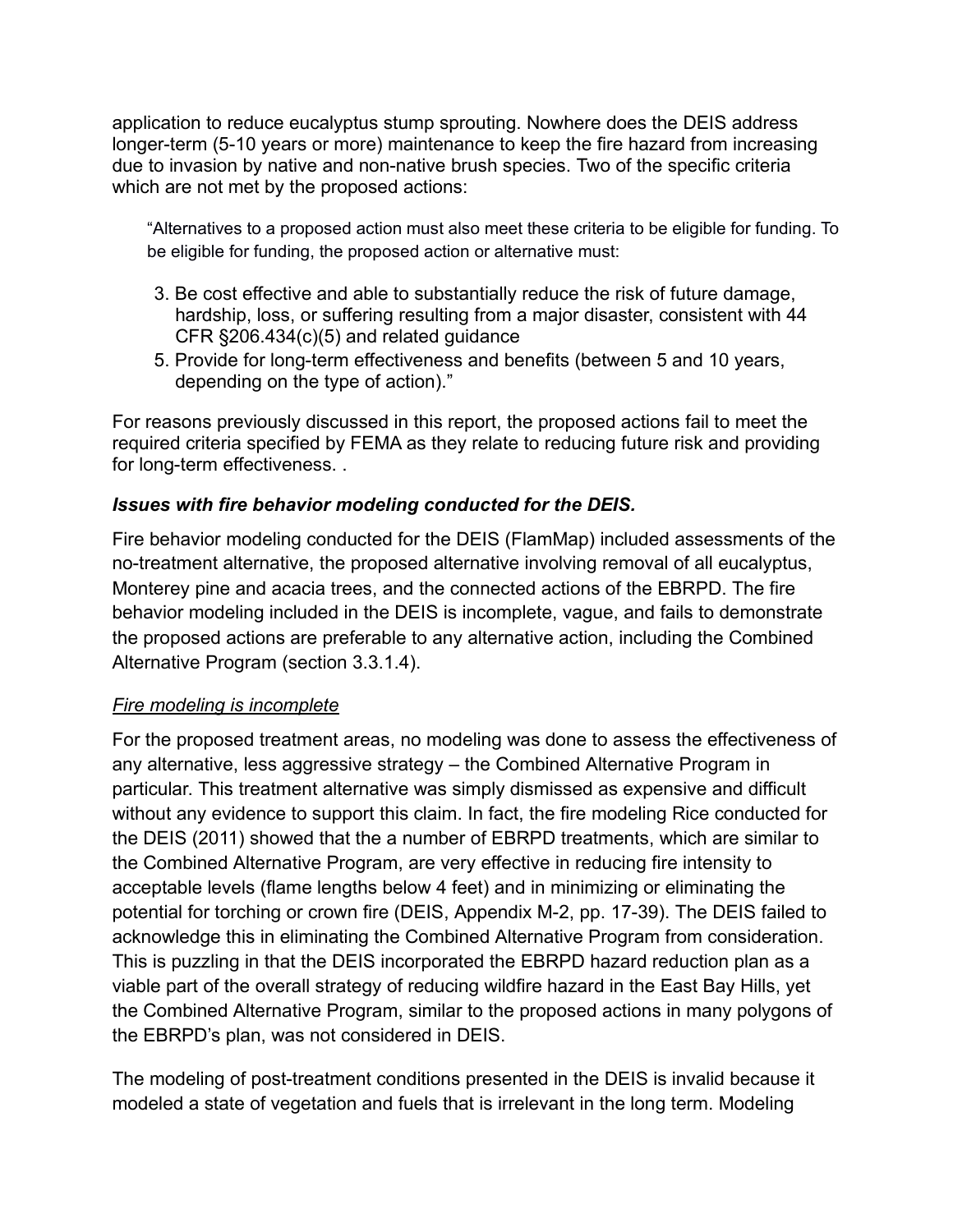application to reduce eucalyptus stump sprouting. Nowhere does the DEIS address longer-term (5-10 years or more) maintenance to keep the fire hazard from increasing due to invasion by native and non-native brush species. Two of the specific criteria which are not met by the proposed actions:

> "Alternatives to a proposed action must also meet these criteria to be eligible for funding. To be eligible for funding, the proposed action or alternative must:
>
> 3. Be cost effective and able to substantially reduce the risk of future damage, hardship, loss, or suffering resulting from a major disaster, consistent with 44 CFR §206.434(c)(5) and related guidance
> 5. Provide for long-term effectiveness and benefits (between 5 and 10 years, depending on the type of action)."

For reasons previously discussed in this report, the proposed actions fail to meet the required criteria specified by FEMA as they relate to reducing future risk and providing for long-term effectiveness. .

### *Issues with fire behavior modeling conducted for the DEIS.*

Fire behavior modeling conducted for the DEIS (FlamMap) included assessments of the no-treatment alternative, the proposed alternative involving removal of all eucalyptus, Monterey pine and acacia trees, and the connected actions of the EBRPD. The fire behavior modeling included in the DEIS is incomplete, vague, and fails to demonstrate the proposed actions are preferable to any alternative action, including the Combined Alternative Program (section 3.3.1.4).

#### Fire modeling is incomplete

For the proposed treatment areas, no modeling was done to assess the effectiveness of any alternative, less aggressive strategy – the Combined Alternative Program in particular. This treatment alternative was simply dismissed as expensive and difficult without any evidence to support this claim. In fact, the fire modeling Rice conducted for the DEIS (2011) showed that the a number of EBRPD treatments, which are similar to the Combined Alternative Program, are very effective in reducing fire intensity to acceptable levels (flame lengths below 4 feet) and in minimizing or eliminating the potential for torching or crown fire (DEIS, Appendix M-2, pp. 17-39). The DEIS failed to acknowledge this in eliminating the Combined Alternative Program from consideration. This is puzzling in that the DEIS incorporated the EBRPD hazard reduction plan as a viable part of the overall strategy of reducing wildfire hazard in the East Bay Hills, yet the Combined Alternative Program, similar to the proposed actions in many polygons of the EBRPD's plan, was not considered in DEIS.

The modeling of post-treatment conditions presented in the DEIS is invalid because it modeled a state of vegetation and fuels that is irrelevant in the long term. Modeling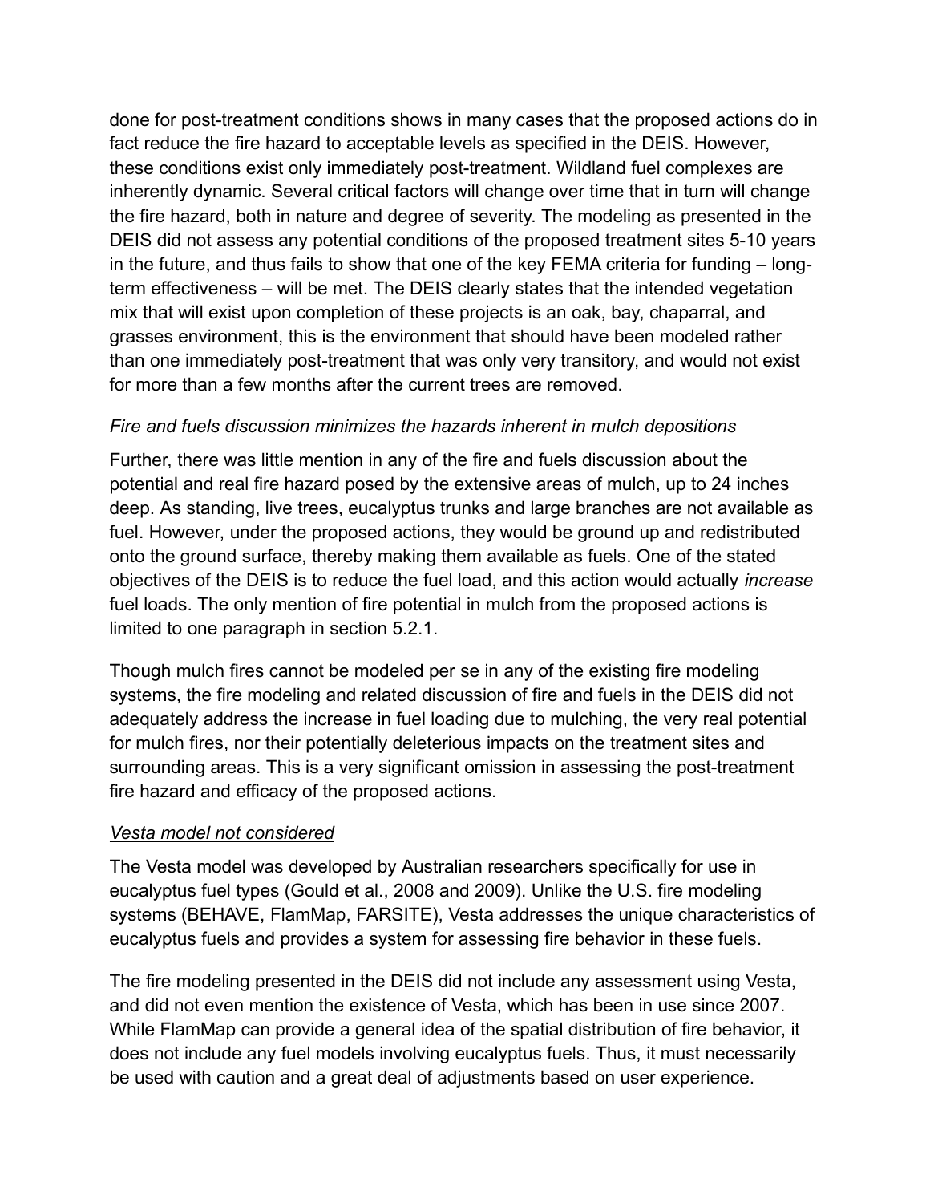done for post-treatment conditions shows in many cases that the proposed actions do in fact reduce the fire hazard to acceptable levels as specified in the DEIS. However, these conditions exist only immediately post-treatment. Wildland fuel complexes are inherently dynamic. Several critical factors will change over time that in turn will change the fire hazard, both in nature and degree of severity. The modeling as presented in the DEIS did not assess any potential conditions of the proposed treatment sites 5-10 years in the future, and thus fails to show that one of the key FEMA criteria for funding – long-term effectiveness – will be met. The DEIS clearly states that the intended vegetation mix that will exist upon completion of these projects is an oak, bay, chaparral, and grasses environment, this is the environment that should have been modeled rather than one immediately post-treatment that was only very transitory, and would not exist for more than a few months after the current trees are removed.

*Fire and fuels discussion minimizes the hazards inherent in mulch depositions*

Further, there was little mention in any of the fire and fuels discussion about the potential and real fire hazard posed by the extensive areas of mulch, up to 24 inches deep. As standing, live trees, eucalyptus trunks and large branches are not available as fuel. However, under the proposed actions, they would be ground up and redistributed onto the ground surface, thereby making them available as fuels. One of the stated objectives of the DEIS is to reduce the fuel load, and this action would actually *increase* fuel loads. The only mention of fire potential in mulch from the proposed actions is limited to one paragraph in section 5.2.1.

Though mulch fires cannot be modeled per se in any of the existing fire modeling systems, the fire modeling and related discussion of fire and fuels in the DEIS did not adequately address the increase in fuel loading due to mulching, the very real potential for mulch fires, nor their potentially deleterious impacts on the treatment sites and surrounding areas. This is a very significant omission in assessing the post-treatment fire hazard and efficacy of the proposed actions.

*Vesta model not considered*

The Vesta model was developed by Australian researchers specifically for use in eucalyptus fuel types (Gould et al., 2008 and 2009). Unlike the U.S. fire modeling systems (BEHAVE, FlamMap, FARSITE), Vesta addresses the unique characteristics of eucalyptus fuels and provides a system for assessing fire behavior in these fuels.

The fire modeling presented in the DEIS did not include any assessment using Vesta, and did not even mention the existence of Vesta, which has been in use since 2007. While FlamMap can provide a general idea of the spatial distribution of fire behavior, it does not include any fuel models involving eucalyptus fuels. Thus, it must necessarily be used with caution and a great deal of adjustments based on user experience.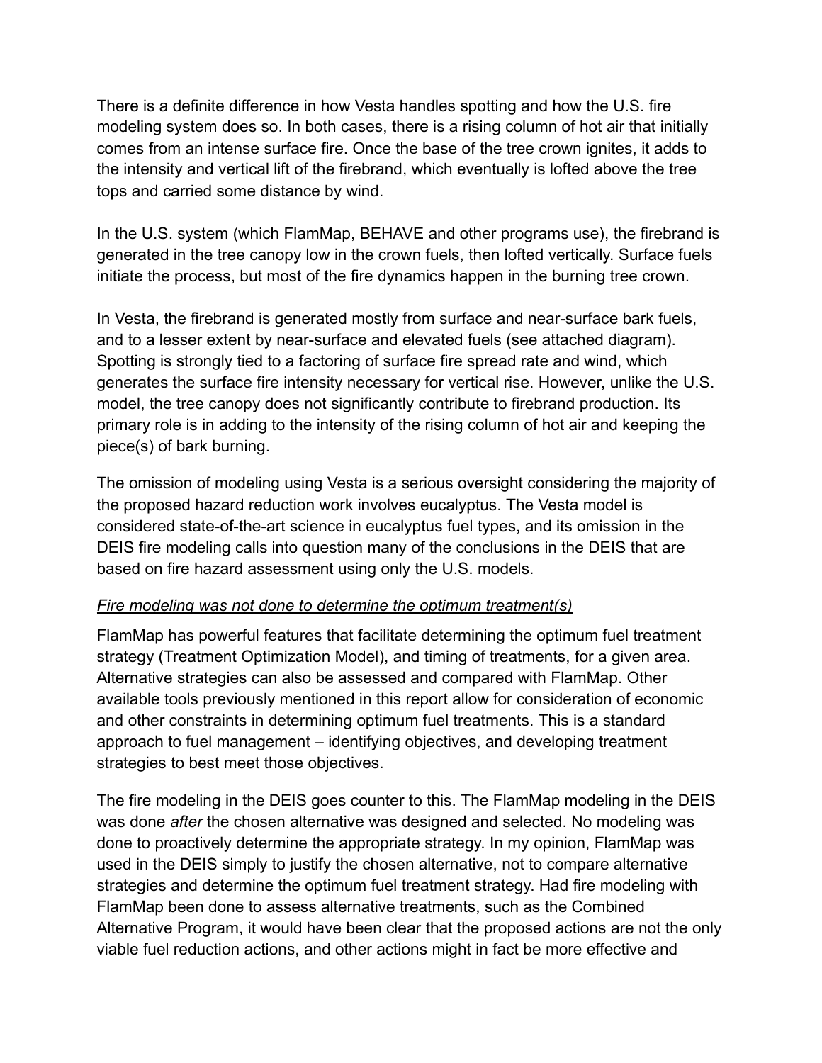There is a definite difference in how Vesta handles spotting and how the U.S. fire modeling system does so. In both cases, there is a rising column of hot air that initially comes from an intense surface fire. Once the base of the tree crown ignites, it adds to the intensity and vertical lift of the firebrand, which eventually is lofted above the tree tops and carried some distance by wind.

In the U.S. system (which FlamMap, BEHAVE and other programs use), the firebrand is generated in the tree canopy low in the crown fuels, then lofted vertically. Surface fuels initiate the process, but most of the fire dynamics happen in the burning tree crown.

In Vesta, the firebrand is generated mostly from surface and near-surface bark fuels, and to a lesser extent by near-surface and elevated fuels (see attached diagram). Spotting is strongly tied to a factoring of surface fire spread rate and wind, which generates the surface fire intensity necessary for vertical rise. However, unlike the U.S. model, the tree canopy does not significantly contribute to firebrand production. Its primary role is in adding to the intensity of the rising column of hot air and keeping the piece(s) of bark burning.

The omission of modeling using Vesta is a serious oversight considering the majority of the proposed hazard reduction work involves eucalyptus. The Vesta model is considered state-of-the-art science in eucalyptus fuel types, and its omission in the DEIS fire modeling calls into question many of the conclusions in the DEIS that are based on fire hazard assessment using only the U.S. models.

<u>*Fire modeling was not done to determine the optimum treatment(s)*</u>

FlamMap has powerful features that facilitate determining the optimum fuel treatment strategy (Treatment Optimization Model), and timing of treatments, for a given area. Alternative strategies can also be assessed and compared with FlamMap. Other available tools previously mentioned in this report allow for consideration of economic and other constraints in determining optimum fuel treatments. This is a standard approach to fuel management – identifying objectives, and developing treatment strategies to best meet those objectives.

The fire modeling in the DEIS goes counter to this. The FlamMap modeling in the DEIS was done *after* the chosen alternative was designed and selected. No modeling was done to proactively determine the appropriate strategy. In my opinion, FlamMap was used in the DEIS simply to justify the chosen alternative, not to compare alternative strategies and determine the optimum fuel treatment strategy. Had fire modeling with FlamMap been done to assess alternative treatments, such as the Combined Alternative Program, it would have been clear that the proposed actions are not the only viable fuel reduction actions, and other actions might in fact be more effective and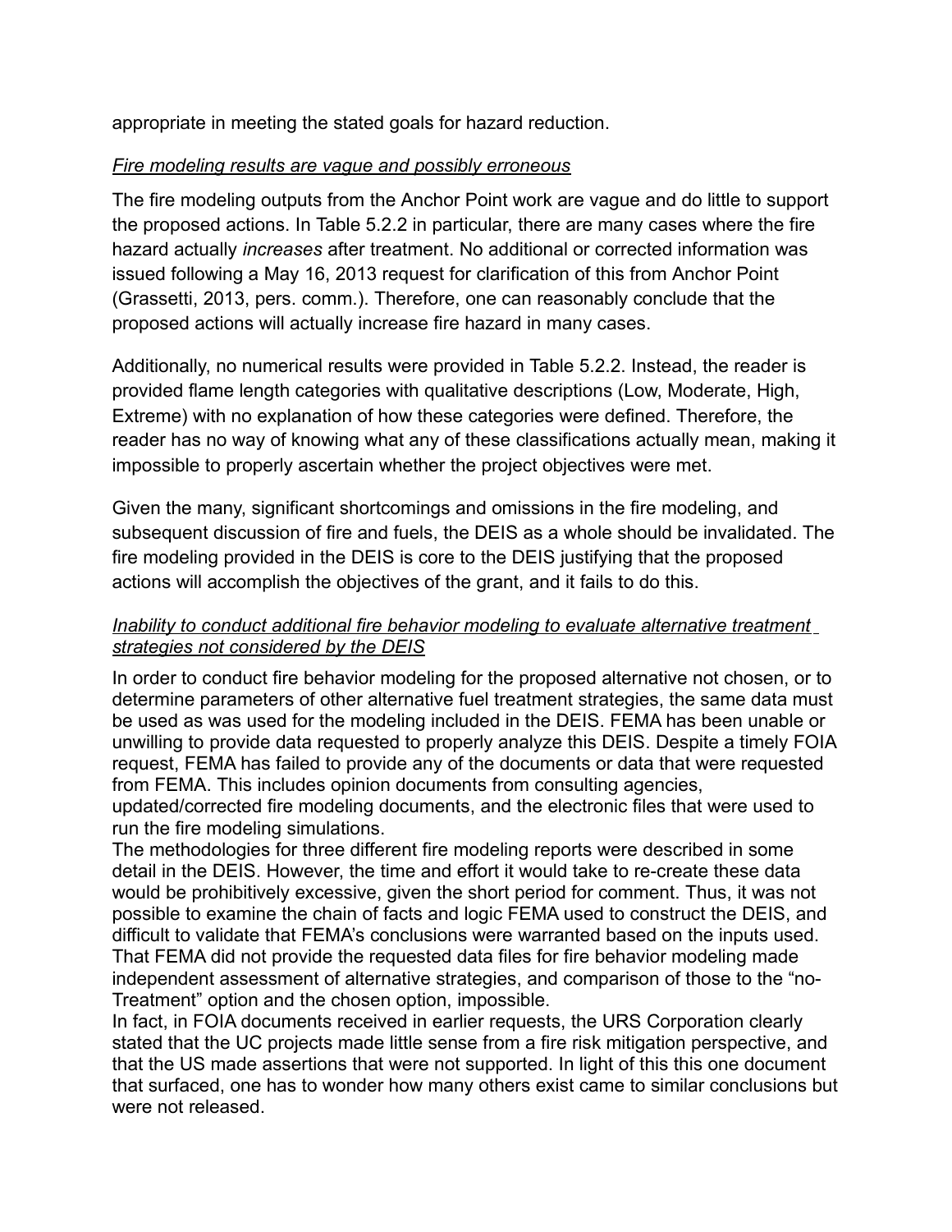appropriate in meeting the stated goals for hazard reduction.

_Fire modeling results are vague and possibly erroneous_

The fire modeling outputs from the Anchor Point work are vague and do little to support the proposed actions. In Table 5.2.2 in particular, there are many cases where the fire hazard actually *increases* after treatment. No additional or corrected information was issued following a May 16, 2013 request for clarification of this from Anchor Point (Grassetti, 2013, pers. comm.). Therefore, one can reasonably conclude that the proposed actions will actually increase fire hazard in many cases.

Additionally, no numerical results were provided in Table 5.2.2. Instead, the reader is provided flame length categories with qualitative descriptions (Low, Moderate, High, Extreme) with no explanation of how these categories were defined. Therefore, the reader has no way of knowing what any of these classifications actually mean, making it impossible to properly ascertain whether the project objectives were met.

Given the many, significant shortcomings and omissions in the fire modeling, and subsequent discussion of fire and fuels, the DEIS as a whole should be invalidated. The fire modeling provided in the DEIS is core to the DEIS justifying that the proposed actions will accomplish the objectives of the grant, and it fails to do this.

_Inability to conduct additional fire behavior modeling to evaluate alternative treatment strategies not considered by the DEIS_

In order to conduct fire behavior modeling for the proposed alternative not chosen, or to determine parameters of other alternative fuel treatment strategies, the same data must be used as was used for the modeling included in the DEIS. FEMA has been unable or unwilling to provide data requested to properly analyze this DEIS. Despite a timely FOIA request, FEMA has failed to provide any of the documents or data that were requested from FEMA. This includes opinion documents from consulting agencies, updated/corrected fire modeling documents, and the electronic files that were used to run the fire modeling simulations.

The methodologies for three different fire modeling reports were described in some detail in the DEIS. However, the time and effort it would take to re-create these data would be prohibitively excessive, given the short period for comment. Thus, it was not possible to examine the chain of facts and logic FEMA used to construct the DEIS, and difficult to validate that FEMA's conclusions were warranted based on the inputs used. That FEMA did not provide the requested data files for fire behavior modeling made independent assessment of alternative strategies, and comparison of those to the "no-Treatment" option and the chosen option, impossible.

In fact, in FOIA documents received in earlier requests, the URS Corporation clearly stated that the UC projects made little sense from a fire risk mitigation perspective, and that the US made assertions that were not supported. In light of this this one document that surfaced, one has to wonder how many others exist came to similar conclusions but were not released.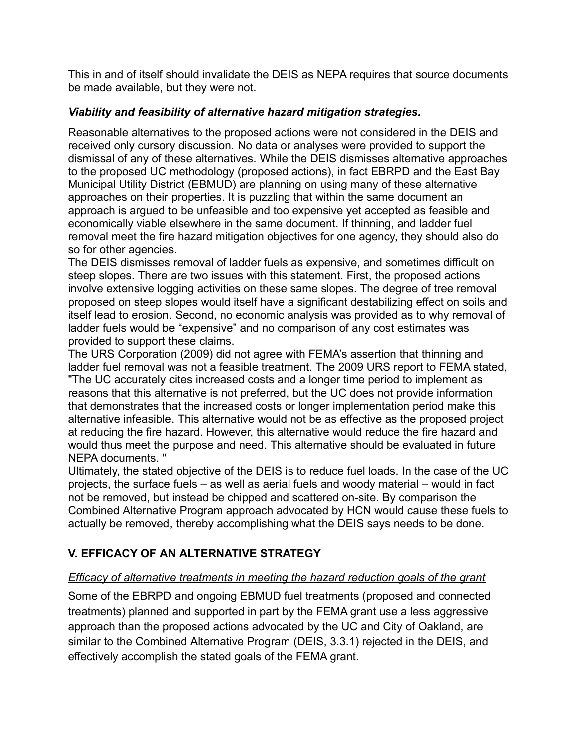This in and of itself should invalidate the DEIS as NEPA requires that source documents be made available, but they were not.

***Viability and feasibility of alternative hazard mitigation strategies.***

Reasonable alternatives to the proposed actions were not considered in the DEIS and received only cursory discussion. No data or analyses were provided to support the dismissal of any of these alternatives. While the DEIS dismisses alternative approaches to the proposed UC methodology (proposed actions), in fact EBRPD and the East Bay Municipal Utility District (EBMUD) are planning on using many of these alternative approaches on their properties. It is puzzling that within the same document an approach is argued to be unfeasible and too expensive yet accepted as feasible and economically viable elsewhere in the same document. If thinning, and ladder fuel removal meet the fire hazard mitigation objectives for one agency, they should also do so for other agencies.

The DEIS dismisses removal of ladder fuels as expensive, and sometimes difficult on steep slopes. There are two issues with this statement. First, the proposed actions involve extensive logging activities on these same slopes. The degree of tree removal proposed on steep slopes would itself have a significant destabilizing effect on soils and itself lead to erosion. Second, no economic analysis was provided as to why removal of ladder fuels would be "expensive" and no comparison of any cost estimates was provided to support these claims.

The URS Corporation (2009) did not agree with FEMA's assertion that thinning and ladder fuel removal was not a feasible treatment. The 2009 URS report to FEMA stated, "The UC accurately cites increased costs and a longer time period to implement as reasons that this alternative is not preferred, but the UC does not provide information that demonstrates that the increased costs or longer implementation period make this alternative infeasible. This alternative would not be as effective as the proposed project at reducing the fire hazard. However, this alternative would reduce the fire hazard and would thus meet the purpose and need. This alternative should be evaluated in future NEPA documents. "

Ultimately, the stated objective of the DEIS is to reduce fuel loads. In the case of the UC projects, the surface fuels – as well as aerial fuels and woody material – would in fact not be removed, but instead be chipped and scattered on-site. By comparison the Combined Alternative Program approach advocated by HCN would cause these fuels to actually be removed, thereby accomplishing what the DEIS says needs to be done.

## V. EFFICACY OF AN ALTERNATIVE STRATEGY

<u>*Efficacy of alternative treatments in meeting the hazard reduction goals of the grant*</u>

Some of the EBRPD and ongoing EBMUD fuel treatments (proposed and connected treatments) planned and supported in part by the FEMA grant use a less aggressive approach than the proposed actions advocated by the UC and City of Oakland, are similar to the Combined Alternative Program (DEIS, 3.3.1) rejected in the DEIS, and effectively accomplish the stated goals of the FEMA grant.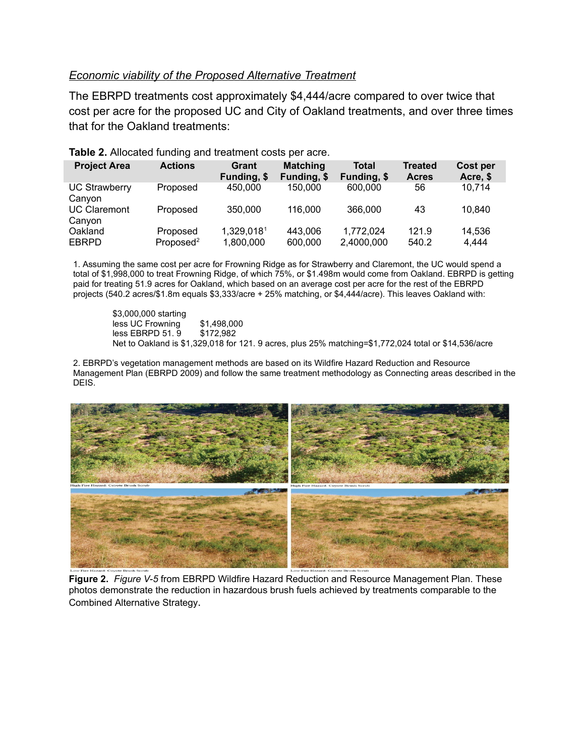*Economic viability of the Proposed Alternative Treatment*

The EBRPD treatments cost approximately $4,444/acre compared to over twice that cost per acre for the proposed UC and City of Oakland treatments, and over three times that for the Oakland treatments:

**Table 2.** Allocated funding and treatment costs per acre.

| Project Area | Actions | Grant Funding, $ | Matching Funding, $ | Total Funding, $ | Treated Acres | Cost per Acre, $ |
|---|---|---|---|---|---|---|
| UC Strawberry Canyon | Proposed | 450,000 | 150,000 | 600,000 | 56 | 10,714 |
| UC Claremont Canyon | Proposed | 350,000 | 116,000 | 366,000 | 43 | 10,840 |
| Oakland | Proposed | 1,329,018[1] | 443,006 | 1,772,024 | 121.9 | 14,536 |
| EBRPD | Proposed[2] | 1,800,000 | 600,000 | 2,4000,000 | 540.2 | 4,444 |

1. Assuming the same cost per acre for Frowning Ridge as for Strawberry and Claremont, the UC would spend a total of $1,998,000 to treat Frowning Ridge, of which 75%, or $1.498m would come from Oakland. EBRPD is getting paid for treating 51.9 acres for Oakland, which based on an average cost per acre for the rest of the EBRPD projects (540.2 acres/$1.8m equals $3,333/acre + 25% matching, or $4,444/acre). This leaves Oakland with:

   $3,000,000 starting
   less UC Frowning $1,498,000
   less EBRPD 51. 9 $172,982
   Net to Oakland is $1,329,018 for 121. 9 acres, plus 25% matching=$1,772,024 total or $14,536/acre

2. EBRPD's vegetation management methods are based on its Wildfire Hazard Reduction and Resource Management Plan (EBRPD 2009) and follow the same treatment methodology as Connecting areas described in the DEIS.

High Fire Hazard: Coyote Brush Scrub

High Fire Hazard: Coyote Brush Scrub

Low Fire Hazard: Coyote Brush Scrub

Low Fire Hazard: Coyote Brush Scrub

**Figure 2.** *Figure V-5* from EBRPD Wildfire Hazard Reduction and Resource Management Plan. These photos demonstrate the reduction in hazardous brush fuels achieved by treatments comparable to the Combined Alternative Strategy.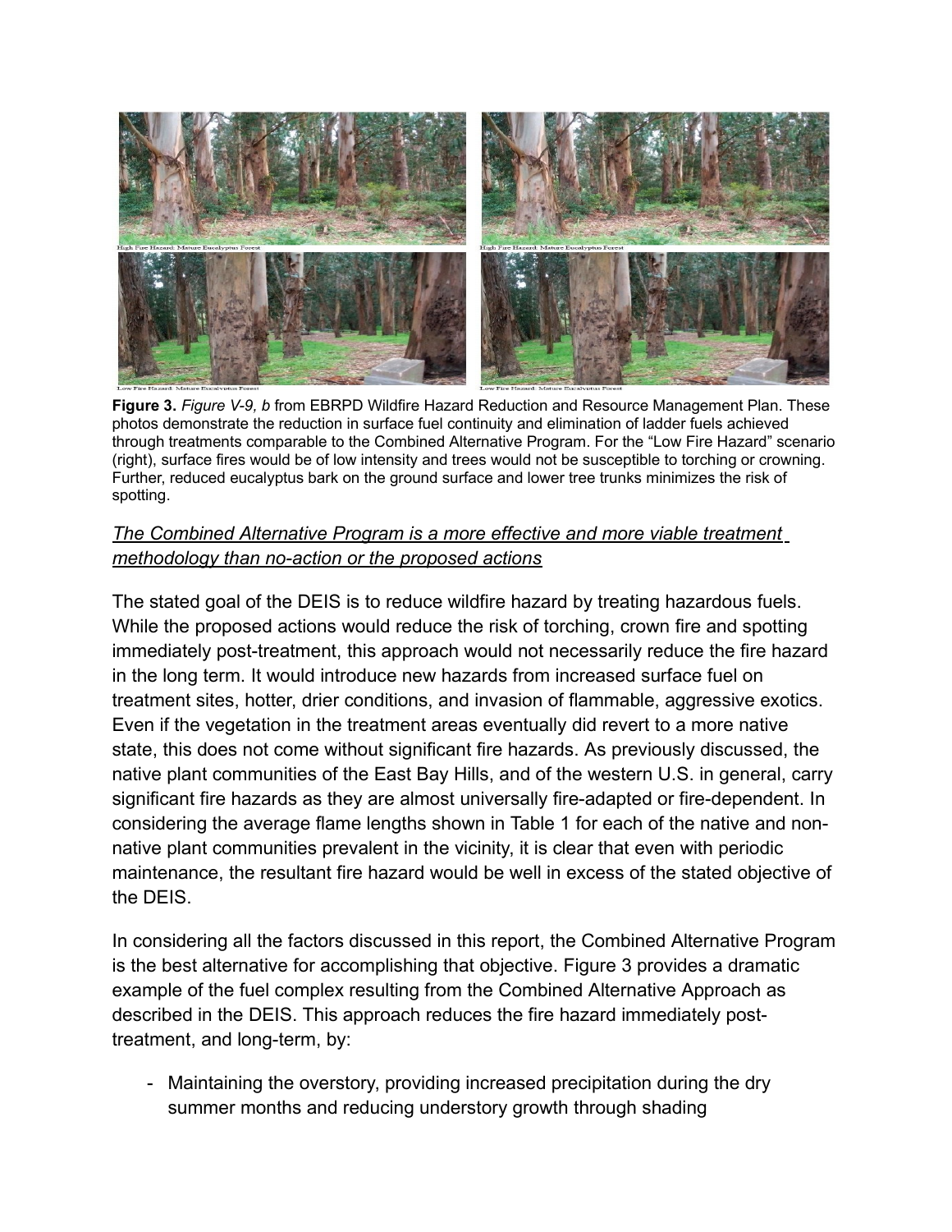High Fire Hazard: Mature Eucalyptus Forest

High Fire Hazard: Mature Eucalyptus Forest

Low Fire Hazard: Mature Eucalyptus Forest

Low Fire Hazard: Mature Eucalyptus Forest

**Figure 3.** *Figure V-9, b* from EBRPD Wildfire Hazard Reduction and Resource Management Plan. These photos demonstrate the reduction in surface fuel continuity and elimination of ladder fuels achieved through treatments comparable to the Combined Alternative Program. For the "Low Fire Hazard" scenario (right), surface fires would be of low intensity and trees would not be susceptible to torching or crowning. Further, reduced eucalyptus bark on the ground surface and lower tree trunks minimizes the risk of spotting.

*The Combined Alternative Program is a more effective and more viable treatment methodology than no-action or the proposed actions*

The stated goal of the DEIS is to reduce wildfire hazard by treating hazardous fuels. While the proposed actions would reduce the risk of torching, crown fire and spotting immediately post-treatment, this approach would not necessarily reduce the fire hazard in the long term. It would introduce new hazards from increased surface fuel on treatment sites, hotter, drier conditions, and invasion of flammable, aggressive exotics. Even if the vegetation in the treatment areas eventually did revert to a more native state, this does not come without significant fire hazards. As previously discussed, the native plant communities of the East Bay Hills, and of the western U.S. in general, carry significant fire hazards as they are almost universally fire-adapted or fire-dependent. In considering the average flame lengths shown in Table 1 for each of the native and non-native plant communities prevalent in the vicinity, it is clear that even with periodic maintenance, the resultant fire hazard would be well in excess of the stated objective of the DEIS.

In considering all the factors discussed in this report, the Combined Alternative Program is the best alternative for accomplishing that objective. Figure 3 provides a dramatic example of the fuel complex resulting from the Combined Alternative Approach as described in the DEIS. This approach reduces the fire hazard immediately post-treatment, and long-term, by:

- Maintaining the overstory, providing increased precipitation during the dry summer months and reducing understory growth through shading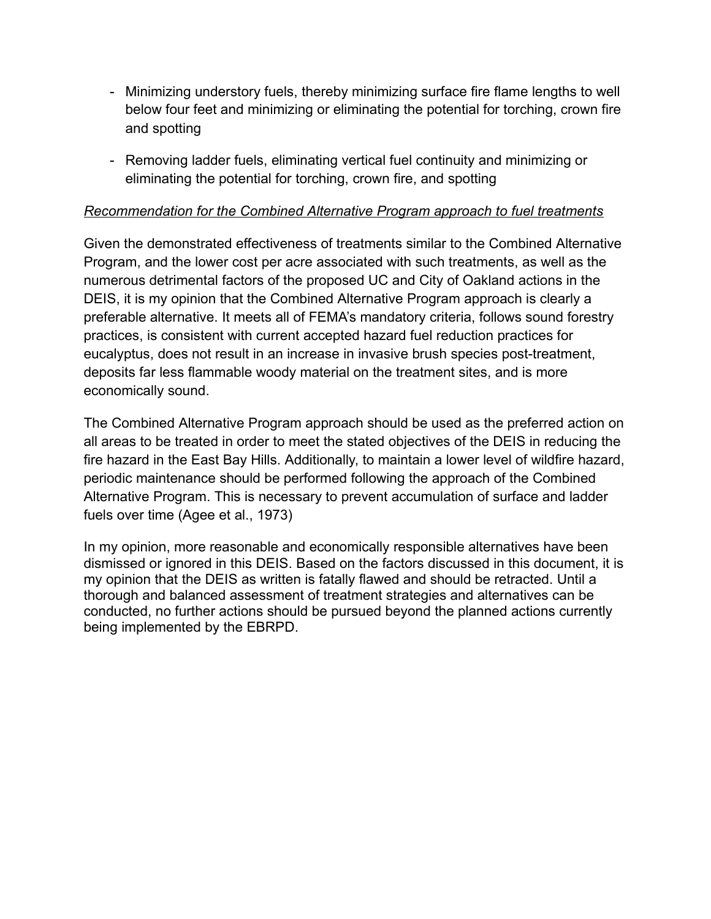- Minimizing understory fuels, thereby minimizing surface fire flame lengths to well below four feet and minimizing or eliminating the potential for torching, crown fire and spotting

- Removing ladder fuels, eliminating vertical fuel continuity and minimizing or eliminating the potential for torching, crown fire, and spotting

*Recommendation for the Combined Alternative Program approach to fuel treatments*

Given the demonstrated effectiveness of treatments similar to the Combined Alternative Program, and the lower cost per acre associated with such treatments, as well as the numerous detrimental factors of the proposed UC and City of Oakland actions in the DEIS, it is my opinion that the Combined Alternative Program approach is clearly a preferable alternative. It meets all of FEMA's mandatory criteria, follows sound forestry practices, is consistent with current accepted hazard fuel reduction practices for eucalyptus, does not result in an increase in invasive brush species post-treatment, deposits far less flammable woody material on the treatment sites, and is more economically sound.

The Combined Alternative Program approach should be used as the preferred action on all areas to be treated in order to meet the stated objectives of the DEIS in reducing the fire hazard in the East Bay Hills. Additionally, to maintain a lower level of wildfire hazard, periodic maintenance should be performed following the approach of the Combined Alternative Program. This is necessary to prevent accumulation of surface and ladder fuels over time (Agee et al., 1973)

In my opinion, more reasonable and economically responsible alternatives have been dismissed or ignored in this DEIS. Based on the factors discussed in this document, it is my opinion that the DEIS as written is fatally flawed and should be retracted. Until a thorough and balanced assessment of treatment strategies and alternatives can be conducted, no further actions should be pursued beyond the planned actions currently being implemented by the EBRPD.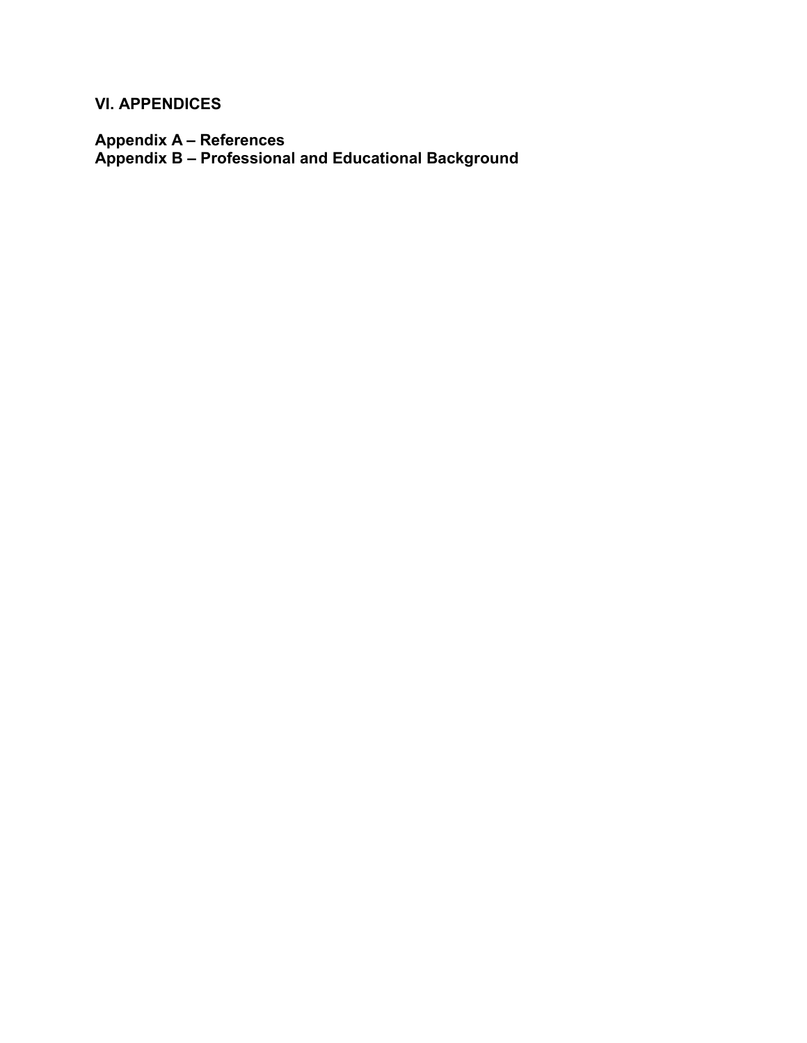## VI. APPENDICES

### Appendix A – References
### Appendix B – Professional and Educational Background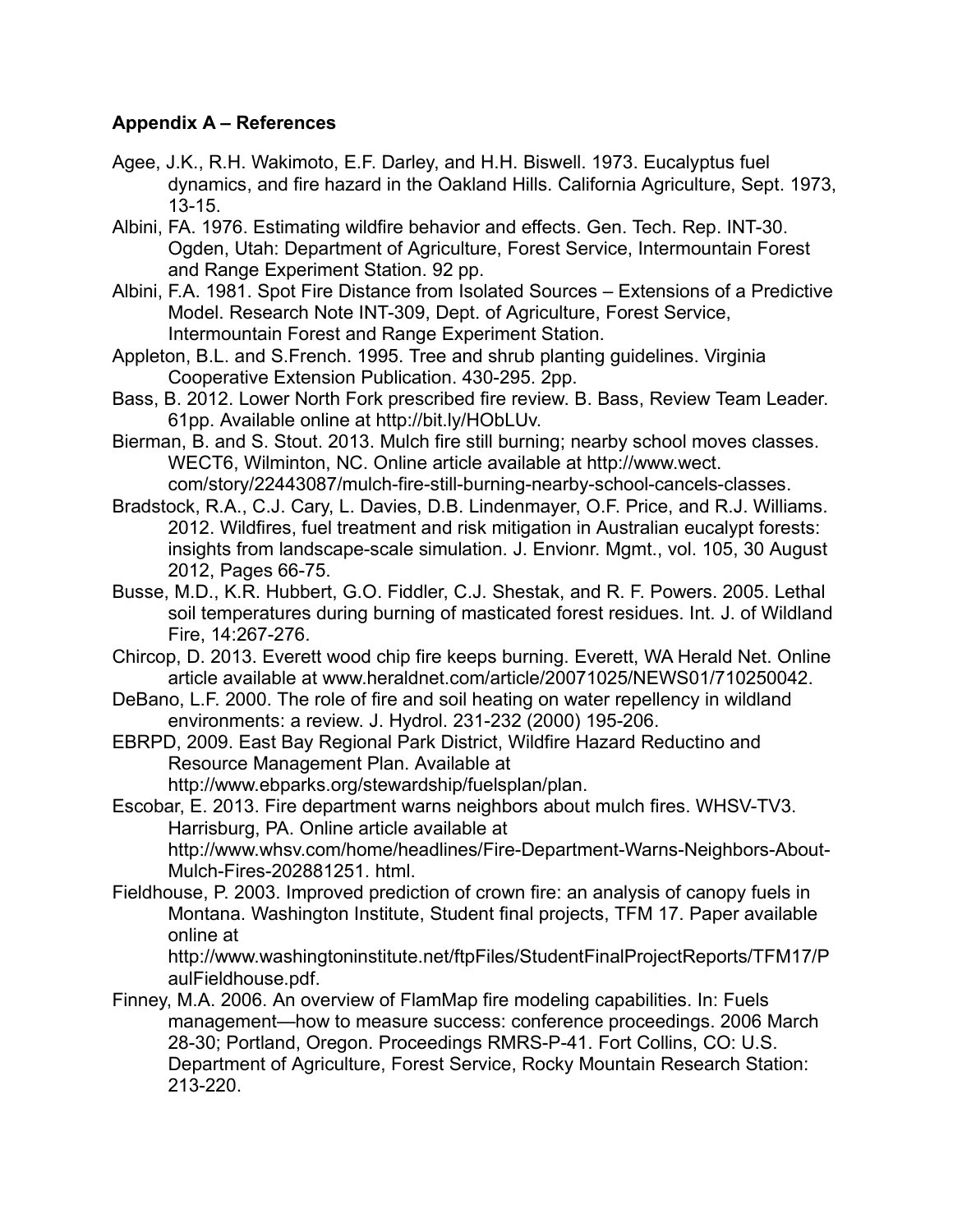**Appendix A – References**

Agee, J.K., R.H. Wakimoto, E.F. Darley, and H.H. Biswell. 1973. Eucalyptus fuel dynamics, and fire hazard in the Oakland Hills. California Agriculture, Sept. 1973, 13-15.

Albini, FA. 1976. Estimating wildfire behavior and effects. Gen. Tech. Rep. INT-30. Ogden, Utah: Department of Agriculture, Forest Service, Intermountain Forest and Range Experiment Station. 92 pp.

Albini, F.A. 1981. Spot Fire Distance from Isolated Sources – Extensions of a Predictive Model. Research Note INT-309, Dept. of Agriculture, Forest Service, Intermountain Forest and Range Experiment Station.

Appleton, B.L. and S.French. 1995. Tree and shrub planting guidelines. Virginia Cooperative Extension Publication. 430-295. 2pp.

Bass, B. 2012. Lower North Fork prescribed fire review. B. Bass, Review Team Leader. 61pp. Available online at http://bit.ly/HObLUv.

Bierman, B. and S. Stout. 2013. Mulch fire still burning; nearby school moves classes. WECT6, Wilminton, NC. Online article available at http://www.wect.com/story/22443087/mulch-fire-still-burning-nearby-school-cancels-classes.

Bradstock, R.A., C.J. Cary, L. Davies, D.B. Lindenmayer, O.F. Price, and R.J. Williams. 2012. Wildfires, fuel treatment and risk mitigation in Australian eucalypt forests: insights from landscape-scale simulation. J. Envionr. Mgmt., vol. 105, 30 August 2012, Pages 66-75.

Busse, M.D., K.R. Hubbert, G.O. Fiddler, C.J. Shestak, and R. F. Powers. 2005. Lethal soil temperatures during burning of masticated forest residues. Int. J. of Wildland Fire, 14:267-276.

Chircop, D. 2013. Everett wood chip fire keeps burning. Everett, WA Herald Net. Online article available at www.heraldnet.com/article/20071025/NEWS01/710250042.

DeBano, L.F. 2000. The role of fire and soil heating on water repellency in wildland environments: a review. J. Hydrol. 231-232 (2000) 195-206.

EBRPD, 2009. East Bay Regional Park District, Wildfire Hazard Reductino and Resource Management Plan. Available at http://www.ebparks.org/stewardship/fuelsplan/plan.

Escobar, E. 2013. Fire department warns neighbors about mulch fires. WHSV-TV3. Harrisburg, PA. Online article available at http://www.whsv.com/home/headlines/Fire-Department-Warns-Neighbors-About-Mulch-Fires-202881251. html.

Fieldhouse, P. 2003. Improved prediction of crown fire: an analysis of canopy fuels in Montana. Washington Institute, Student final projects, TFM 17. Paper available online at http://www.washingtoninstitute.net/ftpFiles/StudentFinalProjectReports/TFM17/PaulFieldhouse.pdf.

Finney, M.A. 2006. An overview of FlamMap fire modeling capabilities. In: Fuels management—how to measure success: conference proceedings. 2006 March 28-30; Portland, Oregon. Proceedings RMRS-P-41. Fort Collins, CO: U.S. Department of Agriculture, Forest Service, Rocky Mountain Research Station: 213-220.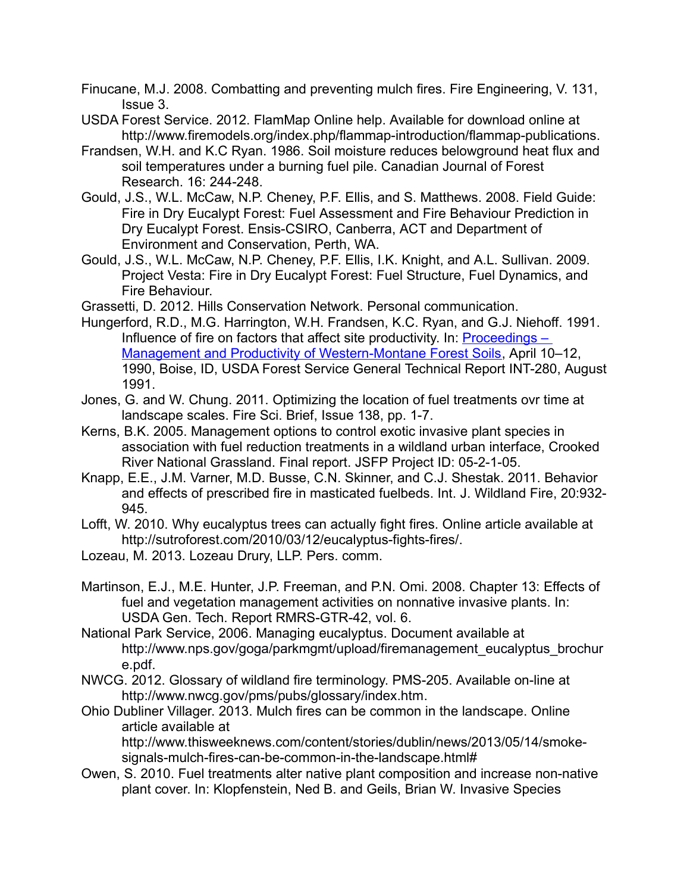Finucane, M.J. 2008. Combatting and preventing mulch fires. Fire Engineering, V. 131, Issue 3.

USDA Forest Service. 2012. FlamMap Online help. Available for download online at http://www.firemodels.org/index.php/flammap-introduction/flammap-publications.

Frandsen, W.H. and K.C Ryan. 1986. Soil moisture reduces belowground heat flux and soil temperatures under a burning fuel pile. Canadian Journal of Forest Research. 16: 244-248.

Gould, J.S., W.L. McCaw, N.P. Cheney, P.F. Ellis, and S. Matthews. 2008. Field Guide: Fire in Dry Eucalypt Forest: Fuel Assessment and Fire Behaviour Prediction in Dry Eucalypt Forest. Ensis-CSIRO, Canberra, ACT and Department of Environment and Conservation, Perth, WA.

Gould, J.S., W.L. McCaw, N.P. Cheney, P.F. Ellis, I.K. Knight, and A.L. Sullivan. 2009. Project Vesta: Fire in Dry Eucalypt Forest: Fuel Structure, Fuel Dynamics, and Fire Behaviour.

Grassetti, D. 2012. Hills Conservation Network. Personal communication.

Hungerford, R.D., M.G. Harrington, W.H. Frandsen, K.C. Ryan, and G.J. Niehoff. 1991. Influence of fire on factors that affect site productivity. In: Proceedings – Management and Productivity of Western-Montane Forest Soils, April 10–12, 1990, Boise, ID, USDA Forest Service General Technical Report INT-280, August 1991.

Jones, G. and W. Chung. 2011. Optimizing the location of fuel treatments ovr time at landscape scales. Fire Sci. Brief, Issue 138, pp. 1-7.

Kerns, B.K. 2005. Management options to control exotic invasive plant species in association with fuel reduction treatments in a wildland urban interface, Crooked River National Grassland. Final report. JSFP Project ID: 05-2-1-05.

Knapp, E.E., J.M. Varner, M.D. Busse, C.N. Skinner, and C.J. Shestak. 2011. Behavior and effects of prescribed fire in masticated fuelbeds. Int. J. Wildland Fire, 20:932-945.

Lofft, W. 2010. Why eucalyptus trees can actually fight fires. Online article available at http://sutroforest.com/2010/03/12/eucalyptus-fights-fires/.

Lozeau, M. 2013. Lozeau Drury, LLP. Pers. comm.

Martinson, E.J., M.E. Hunter, J.P. Freeman, and P.N. Omi. 2008. Chapter 13: Effects of fuel and vegetation management activities on nonnative invasive plants. In: USDA Gen. Tech. Report RMRS-GTR-42, vol. 6.

National Park Service, 2006. Managing eucalyptus. Document available at http://www.nps.gov/goga/parkmgmt/upload/firemanagement_eucalyptus_brochure.pdf.

NWCG. 2012. Glossary of wildland fire terminology. PMS-205. Available on-line at http://www.nwcg.gov/pms/pubs/glossary/index.htm.

Ohio Dubliner Villager. 2013. Mulch fires can be common in the landscape. Online article available at http://www.thisweeknews.com/content/stories/dublin/news/2013/05/14/smoke-signals-mulch-fires-can-be-common-in-the-landscape.html#

Owen, S. 2010. Fuel treatments alter native plant composition and increase non-native plant cover. In: Klopfenstein, Ned B. and Geils, Brian W. Invasive Species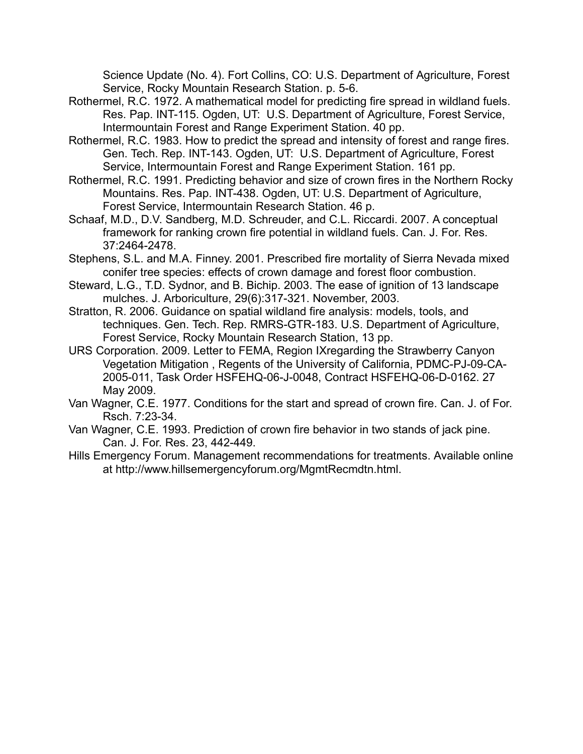Science Update (No. 4). Fort Collins, CO: U.S. Department of Agriculture, Forest Service, Rocky Mountain Research Station. p. 5-6.

Rothermel, R.C. 1972. A mathematical model for predicting fire spread in wildland fuels. Res. Pap. INT-115. Ogden, UT: U.S. Department of Agriculture, Forest Service, Intermountain Forest and Range Experiment Station. 40 pp.

Rothermel, R.C. 1983. How to predict the spread and intensity of forest and range fires. Gen. Tech. Rep. INT-143. Ogden, UT: U.S. Department of Agriculture, Forest Service, Intermountain Forest and Range Experiment Station. 161 pp.

Rothermel, R.C. 1991. Predicting behavior and size of crown fires in the Northern Rocky Mountains. Res. Pap. INT-438. Ogden, UT: U.S. Department of Agriculture, Forest Service, Intermountain Research Station. 46 p.

Schaaf, M.D., D.V. Sandberg, M.D. Schreuder, and C.L. Riccardi. 2007. A conceptual framework for ranking crown fire potential in wildland fuels. Can. J. For. Res. 37:2464-2478.

Stephens, S.L. and M.A. Finney. 2001. Prescribed fire mortality of Sierra Nevada mixed conifer tree species: effects of crown damage and forest floor combustion.

Steward, L.G., T.D. Sydnor, and B. Bichip. 2003. The ease of ignition of 13 landscape mulches. J. Arboriculture, 29(6):317-321. November, 2003.

Stratton, R. 2006. Guidance on spatial wildland fire analysis: models, tools, and techniques. Gen. Tech. Rep. RMRS-GTR-183. U.S. Department of Agriculture, Forest Service, Rocky Mountain Research Station, 13 pp.

URS Corporation. 2009. Letter to FEMA, Region IXregarding the Strawberry Canyon Vegetation Mitigation , Regents of the University of California, PDMC-PJ-09-CA-2005-011, Task Order HSFEHQ-06-J-0048, Contract HSFEHQ-06-D-0162. 27 May 2009.

Van Wagner, C.E. 1977. Conditions for the start and spread of crown fire. Can. J. of For. Rsch. 7:23-34.

Van Wagner, C.E. 1993. Prediction of crown fire behavior in two stands of jack pine. Can. J. For. Res. 23, 442-449.

Hills Emergency Forum. Management recommendations for treatments. Available online at http://www.hillsemergencyforum.org/MgmtRecmdtn.html.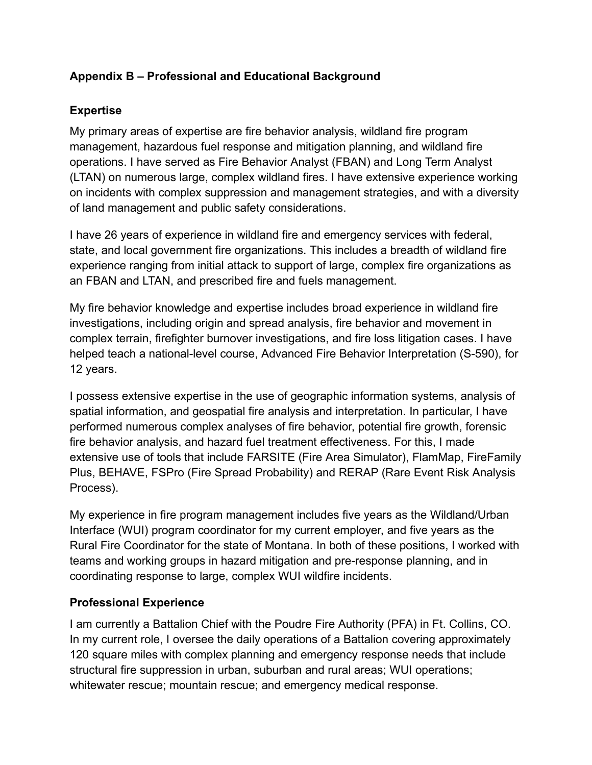## Appendix B – Professional and Educational Background

### Expertise

My primary areas of expertise are fire behavior analysis, wildland fire program management, hazardous fuel response and mitigation planning, and wildland fire operations. I have served as Fire Behavior Analyst (FBAN) and Long Term Analyst (LTAN) on numerous large, complex wildland fires. I have extensive experience working on incidents with complex suppression and management strategies, and with a diversity of land management and public safety considerations.

I have 26 years of experience in wildland fire and emergency services with federal, state, and local government fire organizations. This includes a breadth of wildland fire experience ranging from initial attack to support of large, complex fire organizations as an FBAN and LTAN, and prescribed fire and fuels management.

My fire behavior knowledge and expertise includes broad experience in wildland fire investigations, including origin and spread analysis, fire behavior and movement in complex terrain, firefighter burnover investigations, and fire loss litigation cases. I have helped teach a national-level course, Advanced Fire Behavior Interpretation (S-590), for 12 years.

I possess extensive expertise in the use of geographic information systems, analysis of spatial information, and geospatial fire analysis and interpretation. In particular, I have performed numerous complex analyses of fire behavior, potential fire growth, forensic fire behavior analysis, and hazard fuel treatment effectiveness. For this, I made extensive use of tools that include FARSITE (Fire Area Simulator), FlamMap, FireFamily Plus, BEHAVE, FSPro (Fire Spread Probability) and RERAP (Rare Event Risk Analysis Process).

My experience in fire program management includes five years as the Wildland/Urban Interface (WUI) program coordinator for my current employer, and five years as the Rural Fire Coordinator for the state of Montana. In both of these positions, I worked with teams and working groups in hazard mitigation and pre-response planning, and in coordinating response to large, complex WUI wildfire incidents.

### Professional Experience

I am currently a Battalion Chief with the Poudre Fire Authority (PFA) in Ft. Collins, CO. In my current role, I oversee the daily operations of a Battalion covering approximately 120 square miles with complex planning and emergency response needs that include structural fire suppression in urban, suburban and rural areas; WUI operations; whitewater rescue; mountain rescue; and emergency medical response.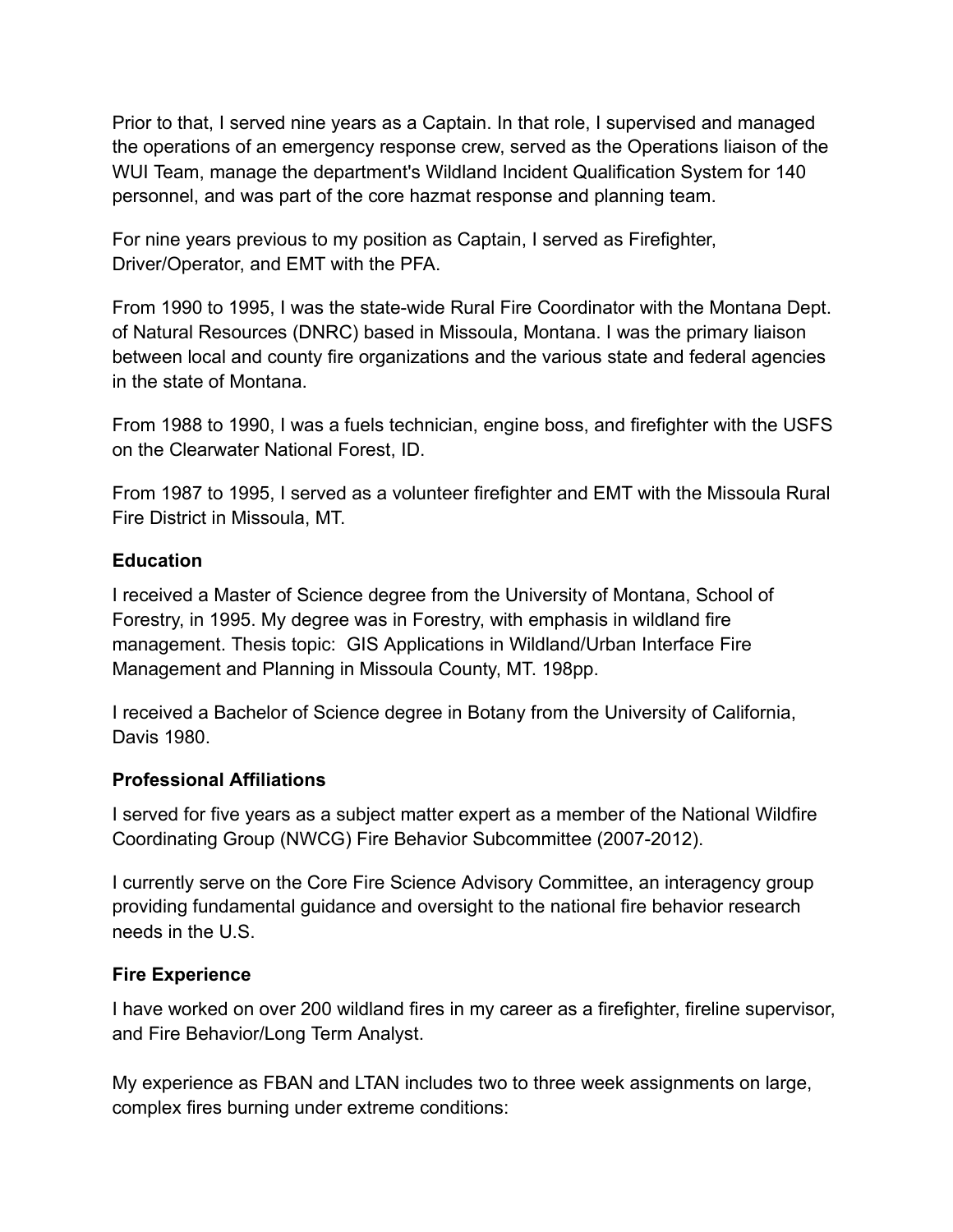Prior to that, I served nine years as a Captain. In that role, I supervised and managed the operations of an emergency response crew, served as the Operations liaison of the WUI Team, manage the department's Wildland Incident Qualification System for 140 personnel, and was part of the core hazmat response and planning team.

For nine years previous to my position as Captain, I served as Firefighter, Driver/Operator, and EMT with the PFA.

From 1990 to 1995, I was the state-wide Rural Fire Coordinator with the Montana Dept. of Natural Resources (DNRC) based in Missoula, Montana. I was the primary liaison between local and county fire organizations and the various state and federal agencies in the state of Montana.

From 1988 to 1990, I was a fuels technician, engine boss, and firefighter with the USFS on the Clearwater National Forest, ID.

From 1987 to 1995, I served as a volunteer firefighter and EMT with the Missoula Rural Fire District in Missoula, MT.

**Education**

I received a Master of Science degree from the University of Montana, School of Forestry, in 1995. My degree was in Forestry, with emphasis in wildland fire management. Thesis topic: GIS Applications in Wildland/Urban Interface Fire Management and Planning in Missoula County, MT. 198pp.

I received a Bachelor of Science degree in Botany from the University of California, Davis 1980.

**Professional Affiliations**

I served for five years as a subject matter expert as a member of the National Wildfire Coordinating Group (NWCG) Fire Behavior Subcommittee (2007-2012).

I currently serve on the Core Fire Science Advisory Committee, an interagency group providing fundamental guidance and oversight to the national fire behavior research needs in the U.S.

**Fire Experience**

I have worked on over 200 wildland fires in my career as a firefighter, fireline supervisor, and Fire Behavior/Long Term Analyst.

My experience as FBAN and LTAN includes two to three week assignments on large, complex fires burning under extreme conditions: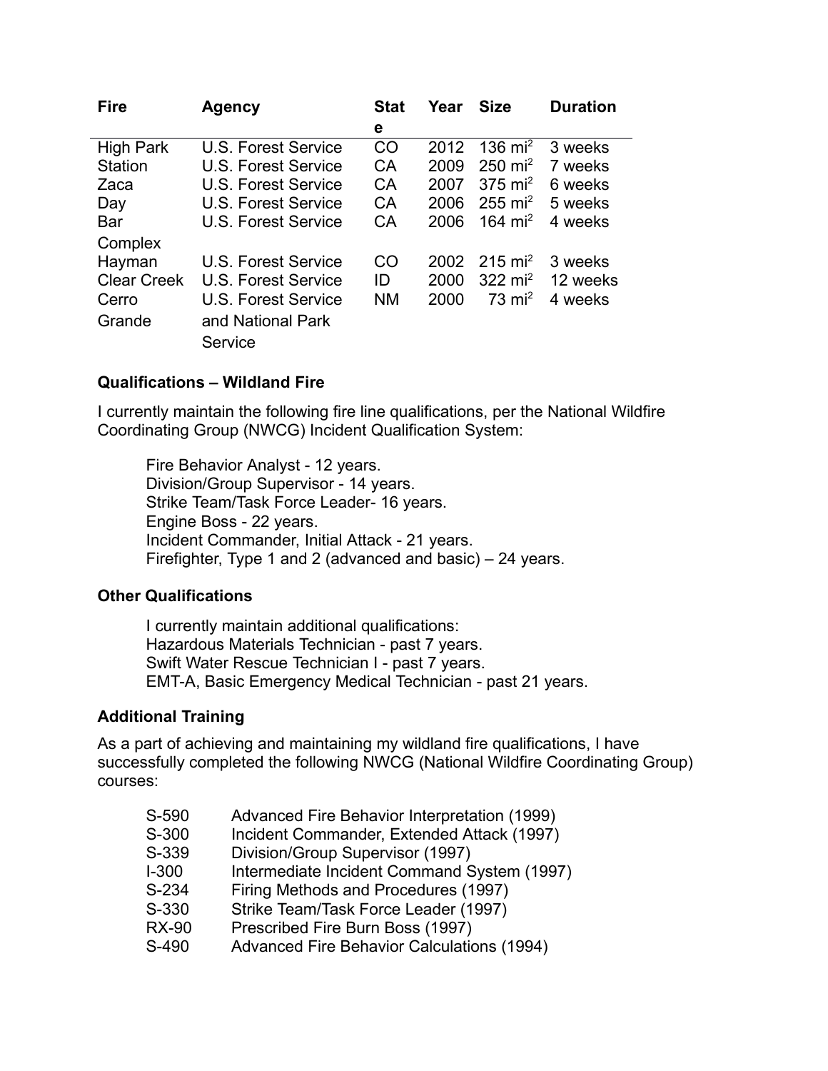| Fire | Agency | State | Year | Size | Duration |
|---|---|---|---|---|---|
| High Park | U.S. Forest Service | CO | 2012 | 136 $mi^2$ | 3 weeks |
| Station | U.S. Forest Service | CA | 2009 | 250 $mi^2$ | 7 weeks |
| Zaca | U.S. Forest Service | CA | 2007 | 375 $mi^2$ | 6 weeks |
| Day | U.S. Forest Service | CA | 2006 | 255 $mi^2$ | 5 weeks |
| Bar Complex | U.S. Forest Service | CA | 2006 | 164 $mi^2$ | 4 weeks |
| Hayman | U.S. Forest Service | CO | 2002 | 215 $mi^2$ | 3 weeks |
| Clear Creek | U.S. Forest Service | ID | 2000 | 322 $mi^2$ | 12 weeks |
| Cerro Grande | U.S. Forest Service and National Park Service | NM | 2000 | 73 $mi^2$ | 4 weeks |

**Qualifications – Wildland Fire**

I currently maintain the following fire line qualifications, per the National Wildfire Coordinating Group (NWCG) Incident Qualification System:

Fire Behavior Analyst - 12 years.
Division/Group Supervisor - 14 years.
Strike Team/Task Force Leader- 16 years.
Engine Boss - 22 years.
Incident Commander, Initial Attack - 21 years.
Firefighter, Type 1 and 2 (advanced and basic) – 24 years.

**Other Qualifications**

I currently maintain additional qualifications:
Hazardous Materials Technician - past 7 years.
Swift Water Rescue Technician I - past 7 years.
EMT-A, Basic Emergency Medical Technician - past 21 years.

**Additional Training**

As a part of achieving and maintaining my wildland fire qualifications, I have successfully completed the following NWCG (National Wildfire Coordinating Group) courses:

| | |
|---|---|
| S-590 | Advanced Fire Behavior Interpretation (1999) |
| S-300 | Incident Commander, Extended Attack (1997) |
| S-339 | Division/Group Supervisor (1997) |
| I-300 | Intermediate Incident Command System (1997) |
| S-234 | Firing Methods and Procedures (1997) |
| S-330 | Strike Team/Task Force Leader (1997) |
| RX-90 | Prescribed Fire Burn Boss (1997) |
| S-490 | Advanced Fire Behavior Calculations (1994) |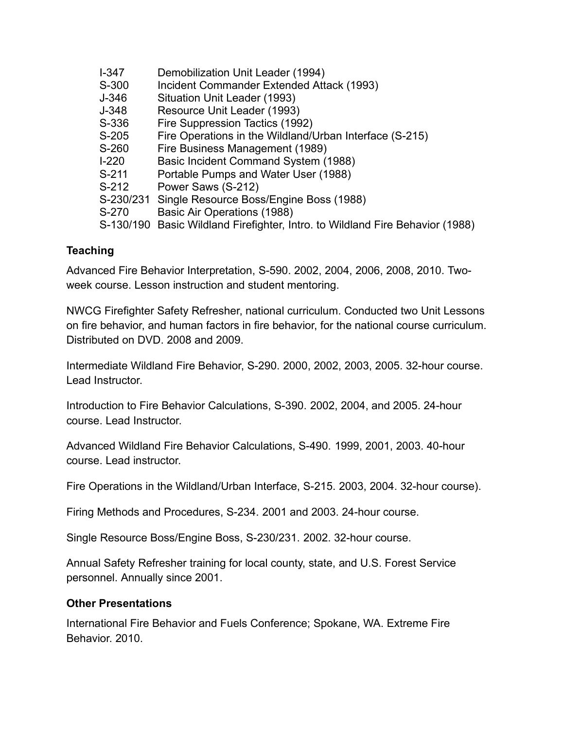| | |
|---|---|
| I-347 | Demobilization Unit Leader (1994) |
| S-300 | Incident Commander Extended Attack (1993) |
| J-346 | Situation Unit Leader (1993) |
| J-348 | Resource Unit Leader (1993) |
| S-336 | Fire Suppression Tactics (1992) |
| S-205 | Fire Operations in the Wildland/Urban Interface (S-215) |
| S-260 | Fire Business Management (1989) |
| I-220 | Basic Incident Command System (1988) |
| S-211 | Portable Pumps and Water User (1988) |
| S-212 | Power Saws (S-212) |
| S-230/231 | Single Resource Boss/Engine Boss (1988) |
| S-270 | Basic Air Operations (1988) |
| S-130/190 | Basic Wildland Firefighter, Intro. to Wildland Fire Behavior (1988) |

**Teaching**

Advanced Fire Behavior Interpretation, S-590. 2002, 2004, 2006, 2008, 2010. Two-week course. Lesson instruction and student mentoring.

NWCG Firefighter Safety Refresher, national curriculum. Conducted two Unit Lessons on fire behavior, and human factors in fire behavior, for the national course curriculum. Distributed on DVD. 2008 and 2009.

Intermediate Wildland Fire Behavior, S-290. 2000, 2002, 2003, 2005. 32-hour course. Lead Instructor.

Introduction to Fire Behavior Calculations, S-390. 2002, 2004, and 2005. 24-hour course. Lead Instructor.

Advanced Wildland Fire Behavior Calculations, S-490. 1999, 2001, 2003. 40-hour course. Lead instructor.

Fire Operations in the Wildland/Urban Interface, S-215. 2003, 2004. 32-hour course).

Firing Methods and Procedures, S-234. 2001 and 2003. 24-hour course.

Single Resource Boss/Engine Boss, S-230/231. 2002. 32-hour course.

Annual Safety Refresher training for local county, state, and U.S. Forest Service personnel. Annually since 2001.

**Other Presentations**

International Fire Behavior and Fuels Conference; Spokane, WA. Extreme Fire Behavior. 2010.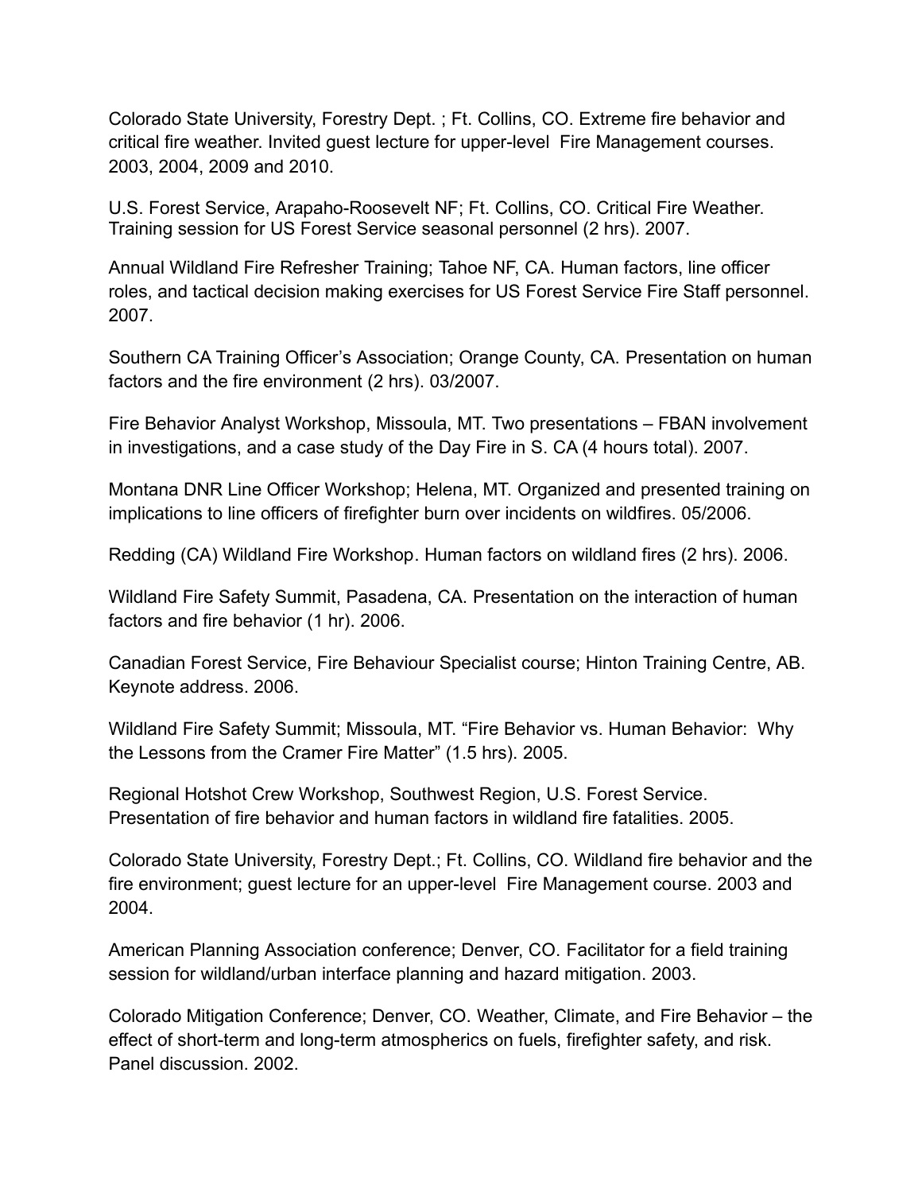Colorado State University, Forestry Dept. ; Ft. Collins, CO. Extreme fire behavior and critical fire weather. Invited guest lecture for upper-level Fire Management courses. 2003, 2004, 2009 and 2010.

U.S. Forest Service, Arapaho-Roosevelt NF; Ft. Collins, CO. Critical Fire Weather. Training session for US Forest Service seasonal personnel (2 hrs). 2007.

Annual Wildland Fire Refresher Training; Tahoe NF, CA. Human factors, line officer roles, and tactical decision making exercises for US Forest Service Fire Staff personnel. 2007.

Southern CA Training Officer's Association; Orange County, CA. Presentation on human factors and the fire environment (2 hrs). 03/2007.

Fire Behavior Analyst Workshop, Missoula, MT. Two presentations – FBAN involvement in investigations, and a case study of the Day Fire in S. CA (4 hours total). 2007.

Montana DNR Line Officer Workshop; Helena, MT. Organized and presented training on implications to line officers of firefighter burn over incidents on wildfires. 05/2006.

Redding (CA) Wildland Fire Workshop. Human factors on wildland fires (2 hrs). 2006.

Wildland Fire Safety Summit, Pasadena, CA. Presentation on the interaction of human factors and fire behavior (1 hr). 2006.

Canadian Forest Service, Fire Behaviour Specialist course; Hinton Training Centre, AB. Keynote address. 2006.

Wildland Fire Safety Summit; Missoula, MT. "Fire Behavior vs. Human Behavior: Why the Lessons from the Cramer Fire Matter" (1.5 hrs). 2005.

Regional Hotshot Crew Workshop, Southwest Region, U.S. Forest Service. Presentation of fire behavior and human factors in wildland fire fatalities. 2005.

Colorado State University, Forestry Dept.; Ft. Collins, CO. Wildland fire behavior and the fire environment; guest lecture for an upper-level Fire Management course. 2003 and 2004.

American Planning Association conference; Denver, CO. Facilitator for a field training session for wildland/urban interface planning and hazard mitigation. 2003.

Colorado Mitigation Conference; Denver, CO. Weather, Climate, and Fire Behavior – the effect of short-term and long-term atmospherics on fuels, firefighter safety, and risk. Panel discussion. 2002.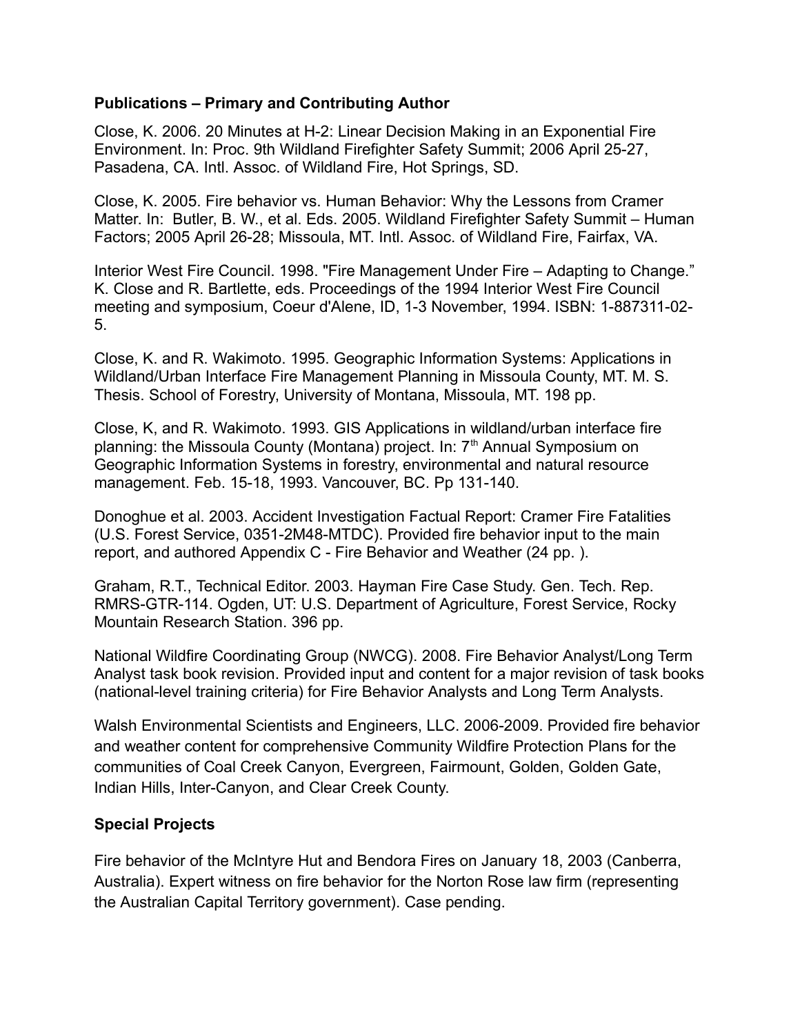**Publications – Primary and Contributing Author**

Close, K. 2006. 20 Minutes at H-2: Linear Decision Making in an Exponential Fire Environment. In: Proc. 9th Wildland Firefighter Safety Summit; 2006 April 25-27, Pasadena, CA. Intl. Assoc. of Wildland Fire, Hot Springs, SD.

Close, K. 2005. Fire behavior vs. Human Behavior: Why the Lessons from Cramer Matter. In: Butler, B. W., et al. Eds. 2005. Wildland Firefighter Safety Summit – Human Factors; 2005 April 26-28; Missoula, MT. Intl. Assoc. of Wildland Fire, Fairfax, VA.

Interior West Fire Council. 1998. "Fire Management Under Fire – Adapting to Change." K. Close and R. Bartlette, eds. Proceedings of the 1994 Interior West Fire Council meeting and symposium, Coeur d'Alene, ID, 1-3 November, 1994. ISBN: 1-887311-02-5.

Close, K. and R. Wakimoto. 1995. Geographic Information Systems: Applications in Wildland/Urban Interface Fire Management Planning in Missoula County, MT. M. S. Thesis. School of Forestry, University of Montana, Missoula, MT. 198 pp.

Close, K, and R. Wakimoto. 1993. GIS Applications in wildland/urban interface fire planning: the Missoula County (Montana) project. In: 7th Annual Symposium on Geographic Information Systems in forestry, environmental and natural resource management. Feb. 15-18, 1993. Vancouver, BC. Pp 131-140.

Donoghue et al. 2003. Accident Investigation Factual Report: Cramer Fire Fatalities (U.S. Forest Service, 0351-2M48-MTDC). Provided fire behavior input to the main report, and authored Appendix C - Fire Behavior and Weather (24 pp. ).

Graham, R.T., Technical Editor. 2003. Hayman Fire Case Study. Gen. Tech. Rep. RMRS-GTR-114. Ogden, UT: U.S. Department of Agriculture, Forest Service, Rocky Mountain Research Station. 396 pp.

National Wildfire Coordinating Group (NWCG). 2008. Fire Behavior Analyst/Long Term Analyst task book revision. Provided input and content for a major revision of task books (national-level training criteria) for Fire Behavior Analysts and Long Term Analysts.

Walsh Environmental Scientists and Engineers, LLC. 2006-2009. Provided fire behavior and weather content for comprehensive Community Wildfire Protection Plans for the communities of Coal Creek Canyon, Evergreen, Fairmount, Golden, Golden Gate, Indian Hills, Inter-Canyon, and Clear Creek County.

**Special Projects**

Fire behavior of the McIntyre Hut and Bendora Fires on January 18, 2003 (Canberra, Australia). Expert witness on fire behavior for the Norton Rose law firm (representing the Australian Capital Territory government). Case pending.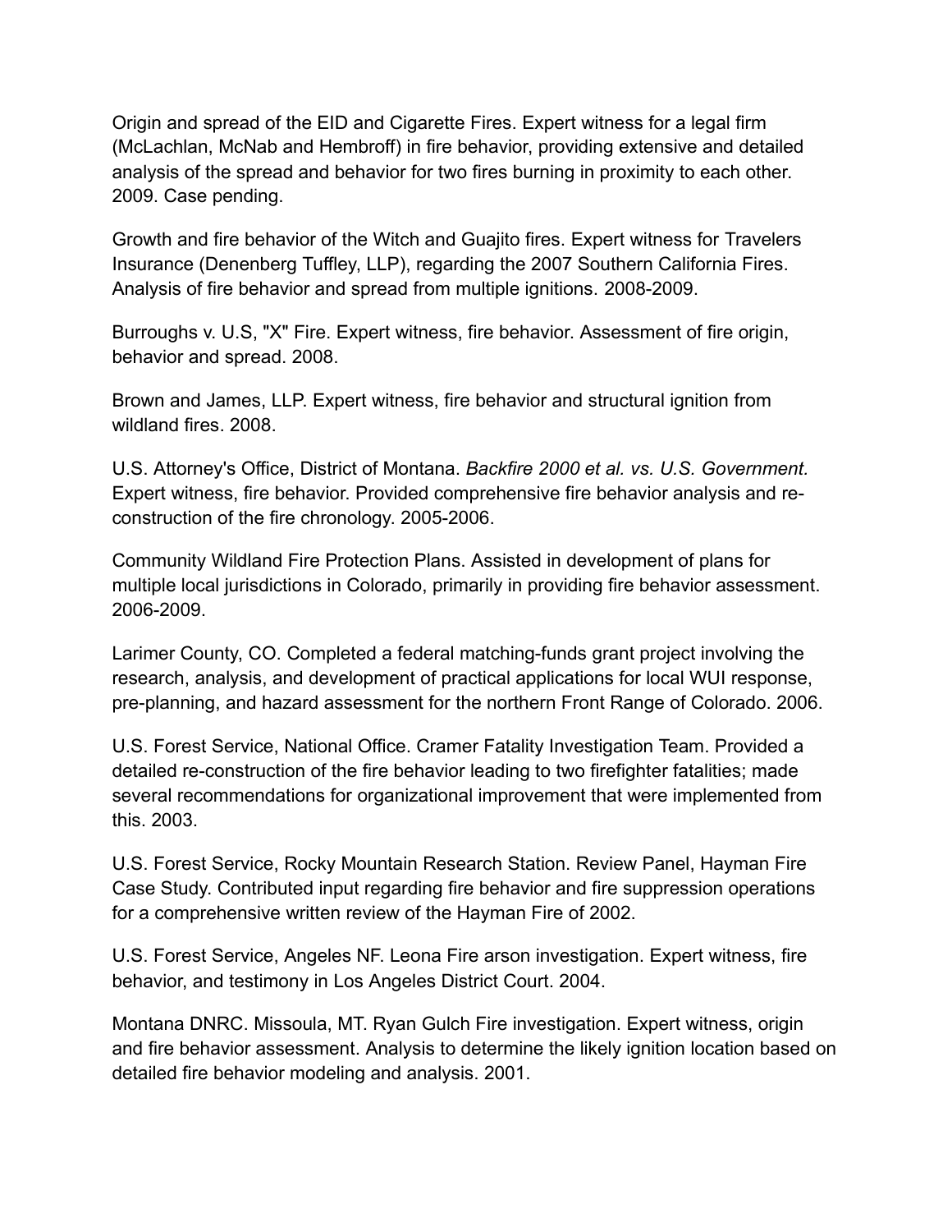Origin and spread of the EID and Cigarette Fires. Expert witness for a legal firm (McLachlan, McNab and Hembroff) in fire behavior, providing extensive and detailed analysis of the spread and behavior for two fires burning in proximity to each other. 2009. Case pending.

Growth and fire behavior of the Witch and Guajito fires. Expert witness for Travelers Insurance (Denenberg Tuffley, LLP), regarding the 2007 Southern California Fires. Analysis of fire behavior and spread from multiple ignitions. 2008-2009.

Burroughs v. U.S, "X" Fire. Expert witness, fire behavior. Assessment of fire origin, behavior and spread. 2008.

Brown and James, LLP. Expert witness, fire behavior and structural ignition from wildland fires. 2008.

U.S. Attorney's Office, District of Montana. *Backfire 2000 et al. vs. U.S. Government.* Expert witness, fire behavior. Provided comprehensive fire behavior analysis and re-construction of the fire chronology. 2005-2006.

Community Wildland Fire Protection Plans. Assisted in development of plans for multiple local jurisdictions in Colorado, primarily in providing fire behavior assessment. 2006-2009.

Larimer County, CO. Completed a federal matching-funds grant project involving the research, analysis, and development of practical applications for local WUI response, pre-planning, and hazard assessment for the northern Front Range of Colorado. 2006.

U.S. Forest Service, National Office. Cramer Fatality Investigation Team. Provided a detailed re-construction of the fire behavior leading to two firefighter fatalities; made several recommendations for organizational improvement that were implemented from this. 2003.

U.S. Forest Service, Rocky Mountain Research Station. Review Panel, Hayman Fire Case Study. Contributed input regarding fire behavior and fire suppression operations for a comprehensive written review of the Hayman Fire of 2002.

U.S. Forest Service, Angeles NF. Leona Fire arson investigation. Expert witness, fire behavior, and testimony in Los Angeles District Court. 2004.

Montana DNRC. Missoula, MT. Ryan Gulch Fire investigation. Expert witness, origin and fire behavior assessment. Analysis to determine the likely ignition location based on detailed fire behavior modeling and analysis. 2001.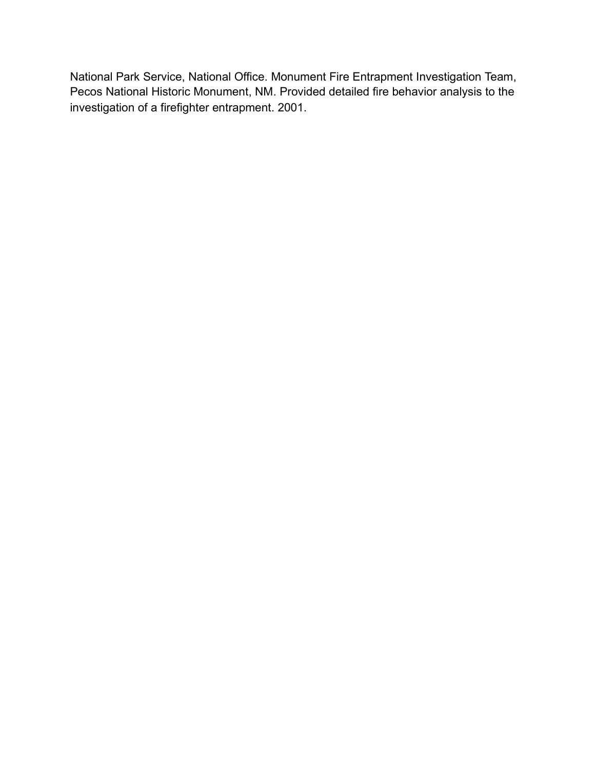National Park Service, National Office. Monument Fire Entrapment Investigation Team, Pecos National Historic Monument, NM. Provided detailed fire behavior analysis to the investigation of a firefighter entrapment. 2001.